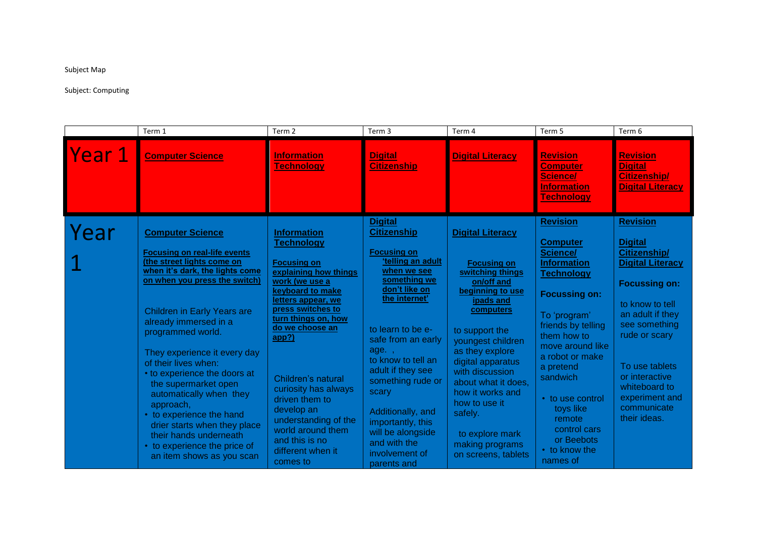Subject Map

Subject: Computing

| | Term 1 | Term 2 | Term 3 | Term 4 | Term 5 | Term 6 |
|---|---|---|---|---|---|---|
| Year 1 | **Computer Science** | **Information Technology** | **Digital Citizenship** | **Digital Literacy** | **Revision Computer Science/ Information Technology** | **Revision Digital Citizenship/ Digital Literacy** |
| Year 1 | **Computer Science**<br><br>**Focusing on real-life events (the street lights come on when it's dark, the lights come on when you press the switch)**<br><br>Children in Early Years are already immersed in a programmed world.<br><br>They experience it every day of their lives when:<br>• to experience the doors at the supermarket open automatically when they approach,<br>• to experience the hand drier starts when they place their hands underneath<br>• to experience the price of an item shows as you scan | **Information Technology**<br><br>**Focusing on explaining how things work (we use a keyboard to make letters appear, we press switches to turn things on, how do we choose an app?)**<br><br>Children's natural curiosity has always driven them to develop an understanding of the world around them and this is no different when it comes to | **Digital Citizenship**<br><br>**Focusing on 'telling an adult when we see something we don't like on the internet'**<br><br>to learn to be e-safe from an early age. ,<br>to know to tell an adult if they see something rude or scary<br><br>Additionally, and importantly, this will be alongside and with the involvement of parents and | **Digital Literacy**<br><br>**Focusing on switching things on/off and beginning to use ipads and computers**<br><br>to support the youngest children as they explore digital apparatus with discussion about what it does, how it works and how to use it safely.<br><br>to explore mark making programs on screens, tablets | **Revision**<br><br>**Computer Science/ Information Technology**<br><br>**Focussing on:**<br><br>To 'program' friends by telling them how to move around like a robot or make a pretend sandwich<br><br>• to use control toys like remote control cars or Beebots<br>• to know the names of | **Revision**<br><br>**Digital Citizenship/ Digital Literacy**<br><br>**Focussing on:**<br><br>to know to tell an adult if they see something rude or scary<br><br>To use tablets or interactive whiteboard to experiment and communicate their ideas. |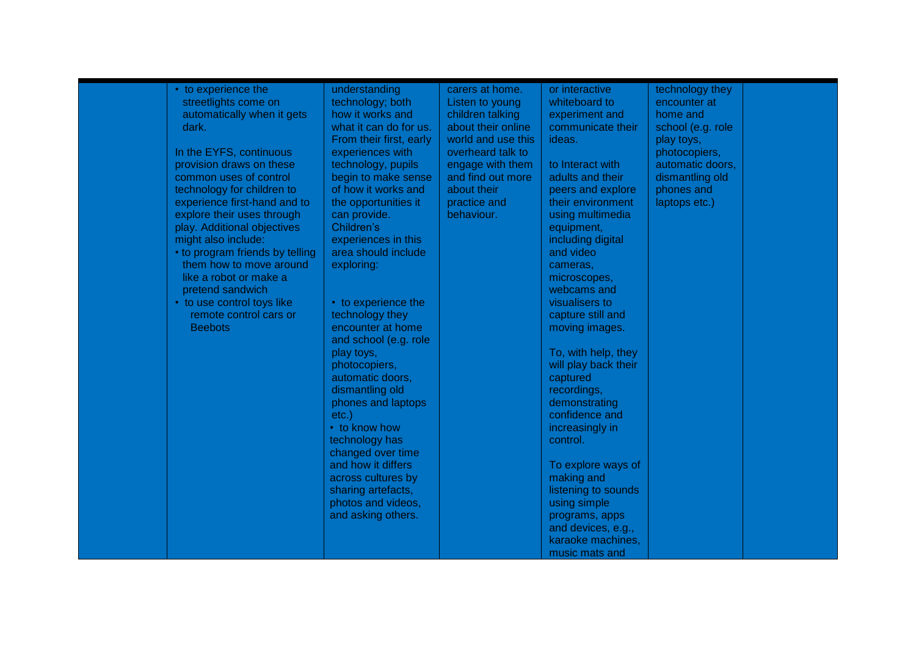| | | | | | | |
|---|---|---|---|---|---|---|
| | • to experience the streetlights come on automatically when it gets dark.<br><br>In the EYFS, continuous provision draws on these common uses of control technology for children to experience first-hand and to explore their uses through play. Additional objectives might also include:<br>• to program friends by telling them how to move around like a robot or make a pretend sandwich<br>• to use control toys like remote control cars or Beebots | understanding technology; both how it works and what it can do for us. From their first, early experiences with technology, pupils begin to make sense of how it works and the opportunities it can provide. Children's experiences in this area should include exploring:<br><br>• to experience the technology they encounter at home and school (e.g. role play toys, photocopiers, automatic doors, dismantling old phones and laptops etc.)<br>• to know how technology has changed over time and how it differs across cultures by sharing artefacts, photos and videos, and asking others. | carers at home. Listen to young children talking about their online world and use this overheard talk to engage with them and find out more about their practice and behaviour. | or interactive whiteboard to experiment and communicate their ideas.<br><br>to Interact with adults and their peers and explore their environment using multimedia equipment, including digital and video cameras, microscopes, webcams and visualisers to capture still and moving images.<br><br>To, with help, they will play back their captured recordings, demonstrating confidence and increasingly in control.<br><br>To explore ways of making and listening to sounds using simple programs, apps and devices, e.g., karaoke machines, music mats and | technology they encounter at home and school (e.g. role play toys, photocopiers, automatic doors, dismantling old phones and laptops etc.) | |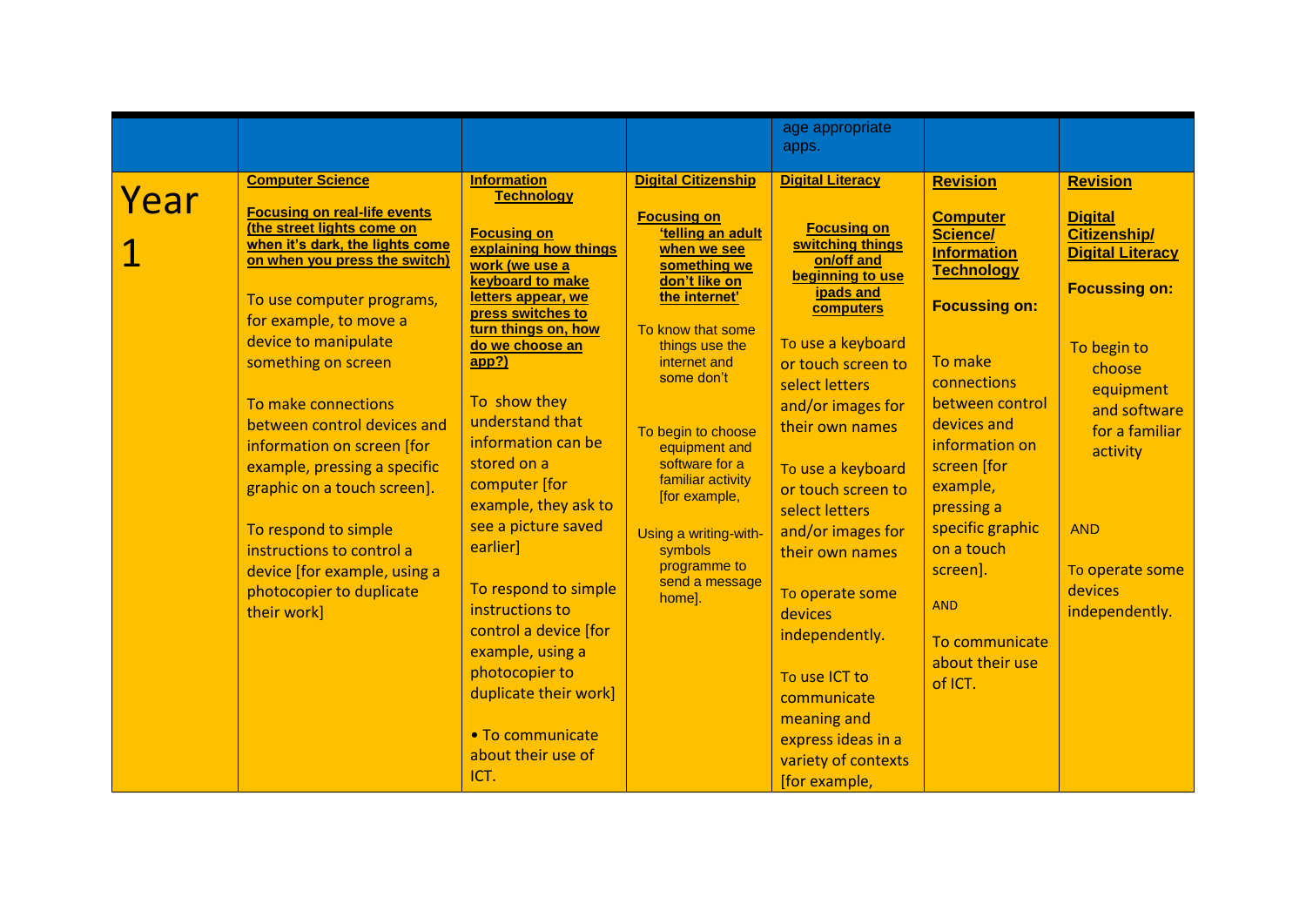| | | | | | | |
|---|---|---|---|---|---|---|
| | | | | age appropriate apps. | | |
| Year 1 | **Computer Science**<br><br>**Focusing on real-life events (the street lights come on when it's dark, the lights come on when you press the switch)**<br><br>To use computer programs, for example, to move a device to manipulate something on screen<br><br>To make connections between control devices and information on screen [for example, pressing a specific graphic on a touch screen].<br><br>To respond to simple instructions to control a device [for example, using a photocopier to duplicate their work] | **Information Technology**<br><br>**Focusing on explaining how things work (we use a keyboard to make letters appear, we press switches to turn things on, how do we choose an app?)**<br><br>To show they understand that information can be stored on a computer [for example, they ask to see a picture saved earlier]<br><br>To respond to simple instructions to control a device [for example, using a photocopier to duplicate their work]<br><br>• To communicate about their use of ICT. | **Digital Citizenship**<br><br>**Focusing on 'telling an adult when we see something we don't like on the internet'**<br><br>To know that some things use the internet and some don't<br><br>To begin to choose equipment and software for a familiar activity [for example,<br><br>Using a writing-with-symbols programme to send a message home]. | **Digital Literacy**<br><br>**Focusing on switching things on/off and beginning to use ipads and computers**<br><br>To use a keyboard or touch screen to select letters and/or images for their own names<br><br>To use a keyboard or touch screen to select letters and/or images for their own names<br><br>To operate some devices independently.<br><br>To use ICT to communicate meaning and express ideas in a variety of contexts [for example, | **Revision**<br><br>**Computer Science/ Information Technology**<br><br>**Focussing on:**<br><br>To make connections between control devices and information on screen [for example, pressing a specific graphic on a touch screen].<br><br>AND<br><br>To communicate about their use of ICT. | **Revision**<br><br>**Digital Citizenship/ Digital Literacy**<br><br>**Focussing on:**<br><br>To begin to choose equipment and software for a familiar activity<br><br>AND<br><br>To operate some devices independently. |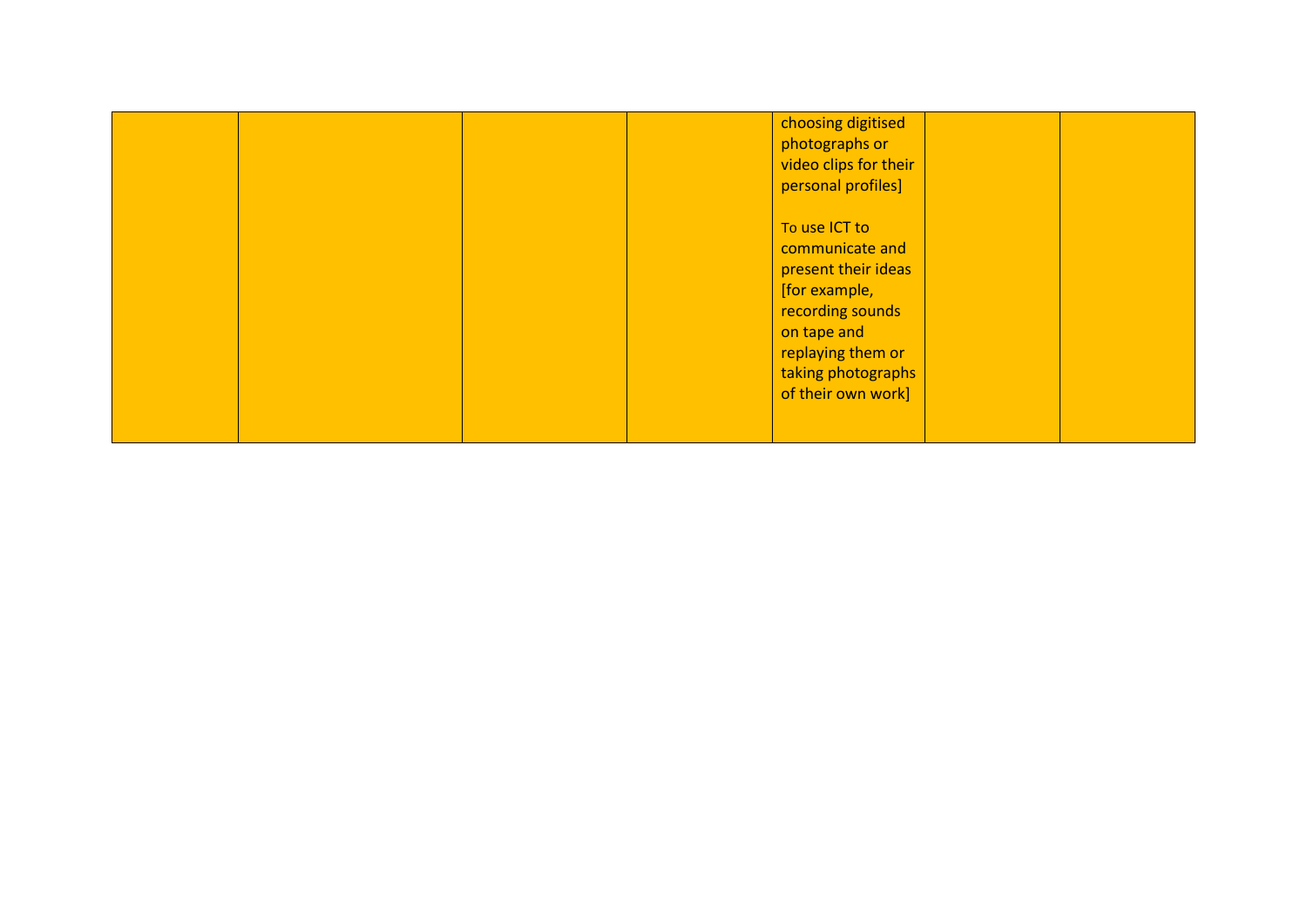|  |  |  |  | choosing digitised photographs or video clips for their personal profiles]<br><br>To use ICT to communicate and present their ideas [for example, recording sounds on tape and replaying them or taking photographs of their own work] |  |  |
|---|---|---|---|---|---|---|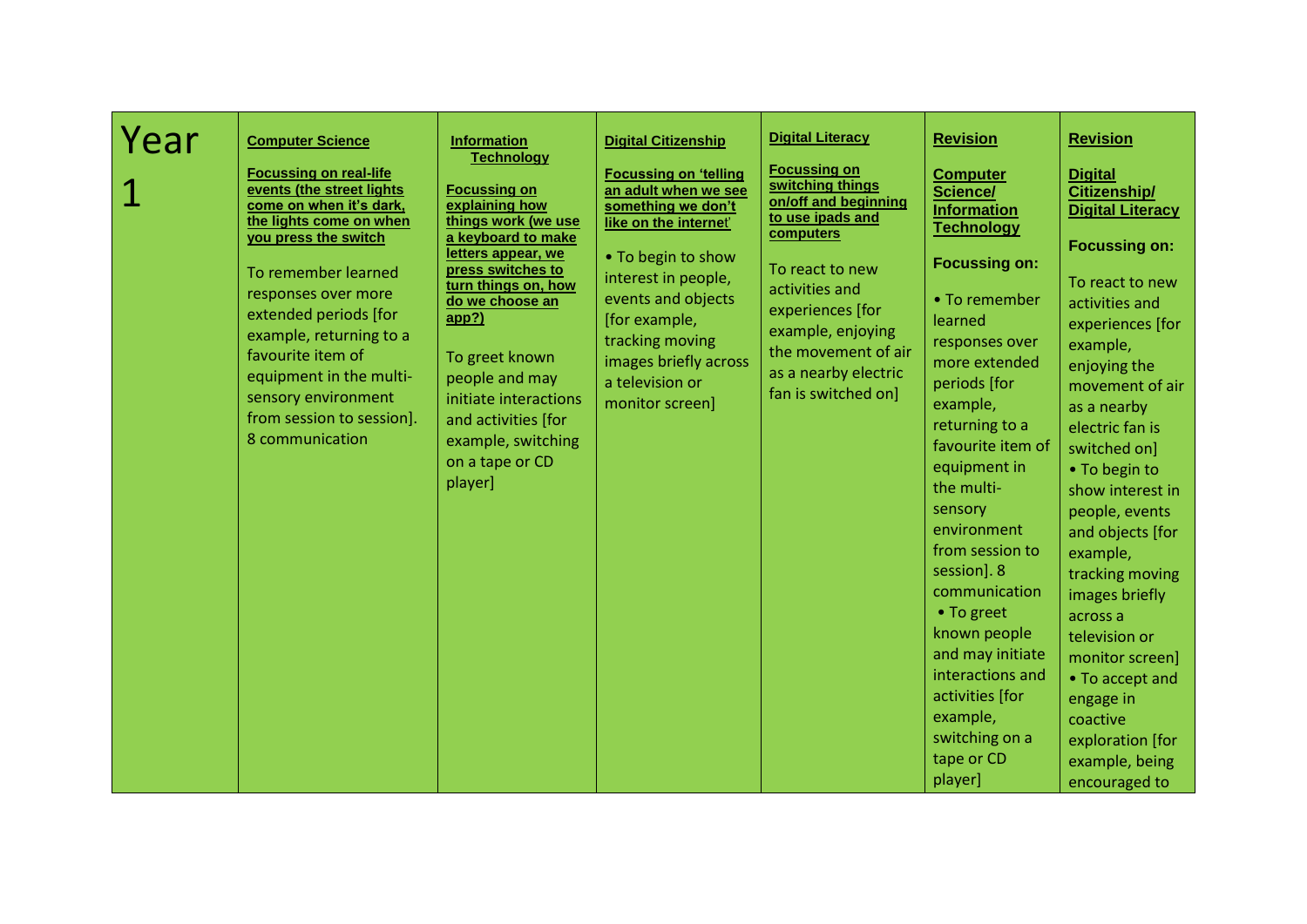| Year 1 | **Computer Science**<br><br>**Focussing on real-life events (the street lights come on when it's dark, the lights come on when you press the switch**<br><br>To remember learned responses over more extended periods [for example, returning to a favourite item of equipment in the multi-sensory environment from session to session]. 8 communication | **Information Technology**<br><br>**Focussing on explaining how things work (we use a keyboard to make letters appear, we press switches to turn things on, how do we choose an app?)**<br><br>To greet known people and may initiate interactions and activities [for example, switching on a tape or CD player] | **Digital Citizenship**<br><br>**Focussing on 'telling an adult when we see something we don't like on the internet'**<br><br>• To begin to show interest in people, events and objects [for example, tracking moving images briefly across a television or monitor screen] | **Digital Literacy**<br><br>**Focussing on switching things on/off and beginning to use ipads and computers**<br><br>To react to new activities and experiences [for example, enjoying the movement of air as a nearby electric fan is switched on] | **Revision**<br><br>**Computer Science/ Information Technology**<br><br>**Focussing on:**<br><br>• To remember learned responses over more extended periods [for example, returning to a favourite item of equipment in the multi-sensory environment from session to session]. 8 communication<br>• To greet known people and may initiate interactions and activities [for example, switching on a tape or CD player] | **Revision**<br><br>**Digital Citizenship/ Digital Literacy**<br><br>**Focussing on:**<br><br>To react to new activities and experiences [for example, enjoying the movement of air as a nearby electric fan is switched on]<br>• To begin to show interest in people, events and objects [for example, tracking moving images briefly across a television or monitor screen]<br>• To accept and engage in coactive exploration [for example, being encouraged to |
|---|---|---|---|---|---|---|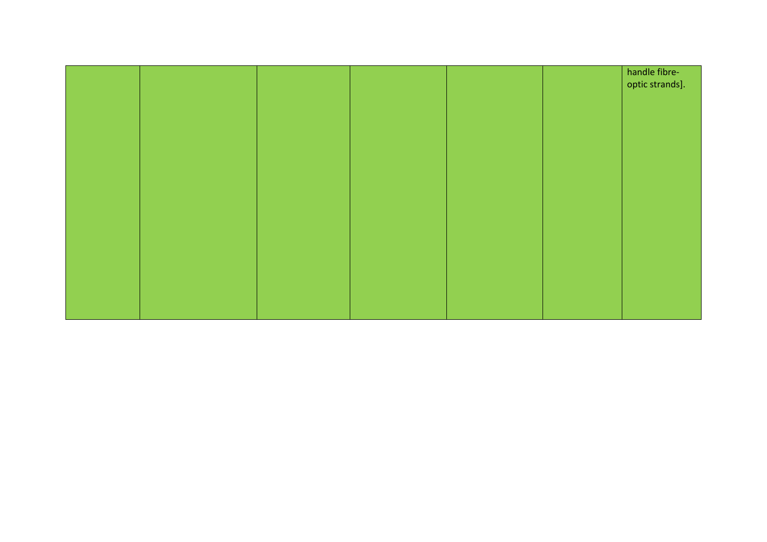| | | | | | | |
|---|---|---|---|---|---|---|
| | | | | | | handle fibre-optic strands]. |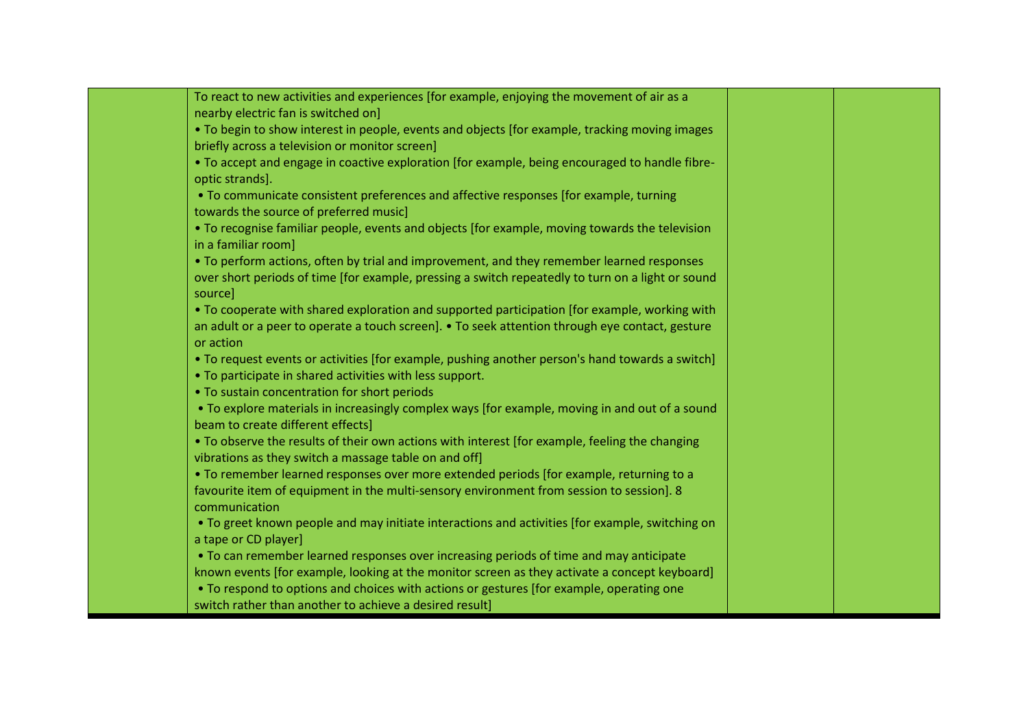| | | | |
|---|---|---|---|
| | To react to new activities and experiences [for example, enjoying the movement of air as a nearby electric fan is switched on]<br>• To begin to show interest in people, events and objects [for example, tracking moving images briefly across a television or monitor screen]<br>• To accept and engage in coactive exploration [for example, being encouraged to handle fibre-optic strands].<br>• To communicate consistent preferences and affective responses [for example, turning towards the source of preferred music]<br>• To recognise familiar people, events and objects [for example, moving towards the television in a familiar room]<br>• To perform actions, often by trial and improvement, and they remember learned responses over short periods of time [for example, pressing a switch repeatedly to turn on a light or sound source]<br>• To cooperate with shared exploration and supported participation [for example, working with an adult or a peer to operate a touch screen]. • To seek attention through eye contact, gesture or action<br>• To request events or activities [for example, pushing another person's hand towards a switch]<br>• To participate in shared activities with less support.<br>• To sustain concentration for short periods<br>• To explore materials in increasingly complex ways [for example, moving in and out of a sound beam to create different effects]<br>• To observe the results of their own actions with interest [for example, feeling the changing vibrations as they switch a massage table on and off]<br>• To remember learned responses over more extended periods [for example, returning to a favourite item of equipment in the multi-sensory environment from session to session]. 8 communication<br>• To greet known people and may initiate interactions and activities [for example, switching on a tape or CD player]<br>• To can remember learned responses over increasing periods of time and may anticipate known events [for example, looking at the monitor screen as they activate a concept keyboard]<br>• To respond to options and choices with actions or gestures [for example, operating one switch rather than another to achieve a desired result] | | |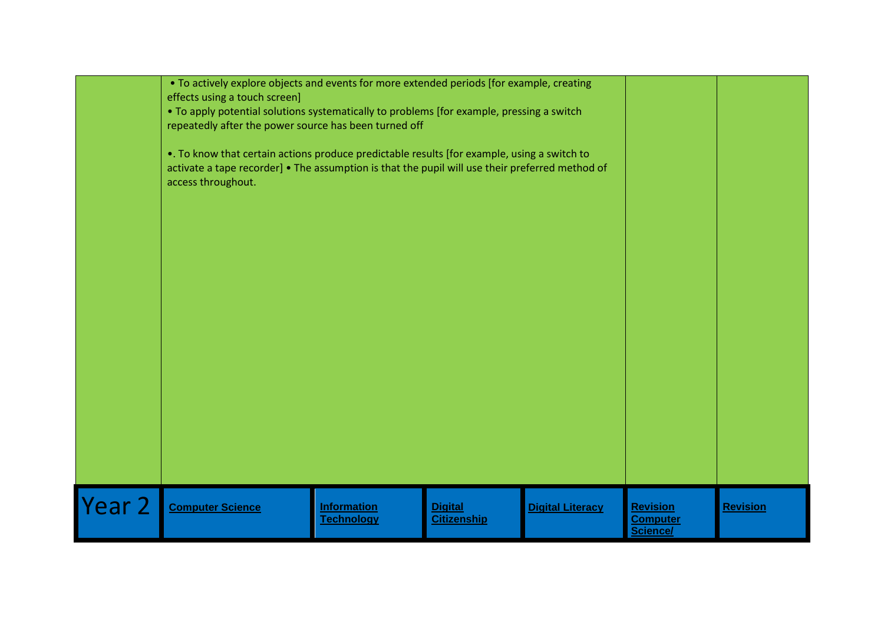| | | | | | | |
|---|---|---|---|---|---|---|
| | • To actively explore objects and events for more extended periods [for example, creating effects using a touch screen]<br>• To apply potential solutions systematically to problems [for example, pressing a switch repeatedly after the power source has been turned off<br><br>•. To know that certain actions produce predictable results [for example, using a switch to activate a tape recorder] • The assumption is that the pupil will use their preferred method of access throughout. | | | | | |
| Year 2 | **Computer Science** | **Information Technology** | **Digital Citizenship** | **Digital Literacy** | **Revision Computer Science/** | **Revision** |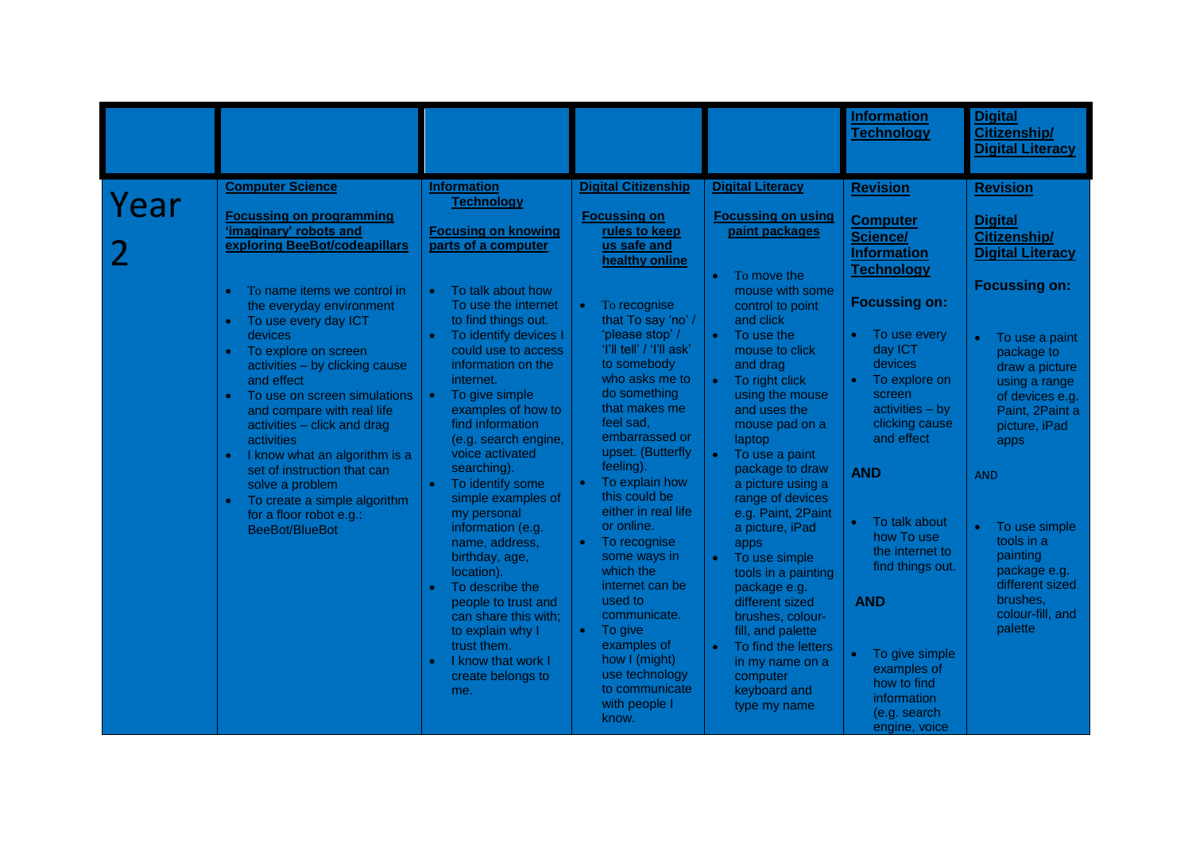| | | | | | Information Technology | Digital Citizenship/ Digital Literacy |
|---|---|---|---|---|---|---|
| Year 2 | **Computer Science**<br><br>**Focussing on programming 'imaginary' robots and exploring BeeBot/codeapillars**<br><br>• To name items we control in the everyday environment<br>• To use every day ICT devices<br>• To explore on screen activities – by clicking cause and effect<br>• To use on screen simulations and compare with real life activities – click and drag activities<br>• I know what an algorithm is a set of instruction that can solve a problem<br>• To create a simple algorithm for a floor robot e.g.: BeeBot/BlueBot | **Information Technology**<br><br>**Focusing on knowing parts of a computer**<br><br>• To talk about how To use the internet to find things out.<br>• To identify devices I could use to access information on the internet.<br>• To give simple examples of how to find information (e.g. search engine, voice activated searching).<br>• To identify some simple examples of my personal information (e.g. name, address, birthday, age, location).<br>• To describe the people to trust and can share this with; to explain why I trust them.<br>• I know that work I create belongs to me. | **Digital Citizenship**<br><br>**Focussing on rules to keep us safe and healthy online**<br><br>• To recognise that To say 'no' / 'please stop' / 'I'll tell' / 'I'll ask' to somebody who asks me to do something that makes me feel sad, embarrassed or upset. (Butterfly feeling).<br>• To explain how this could be either in real life or online.<br>• To recognise some ways in which the internet can be used to communicate.<br>• To give examples of how I (might) use technology to communicate with people I know. | **Digital Literacy**<br><br>**Focussing on using paint packages**<br><br>• To move the mouse with some control to point and click<br>• To use the mouse to click and drag<br>• To right click using the mouse and uses the mouse pad on a laptop<br>• To use a paint package to draw a picture using a range of devices e.g. Paint, 2Paint a picture, iPad apps<br>• To use simple tools in a painting package e.g. different sized brushes, colour-fill, and palette<br>• To find the letters in my name on a computer keyboard and type my name | **Revision**<br><br>**Computer Science/ Information Technology**<br><br>**Focussing on:**<br><br>• To use every day ICT devices<br>• To explore on screen activities – by clicking cause and effect<br><br>**AND**<br><br>• To talk about how To use the internet to find things out.<br><br>**AND**<br><br>• To give simple examples of how to find information (e.g. search engine, voice | **Revision**<br><br>**Digital Citizenship/ Digital Literacy**<br><br>**Focussing on:**<br><br>• To use a paint package to draw a picture using a range of devices e.g. Paint, 2Paint a picture, iPad apps<br><br>AND<br><br>• To use simple tools in a painting package e.g. different sized brushes, colour-fill, and palette |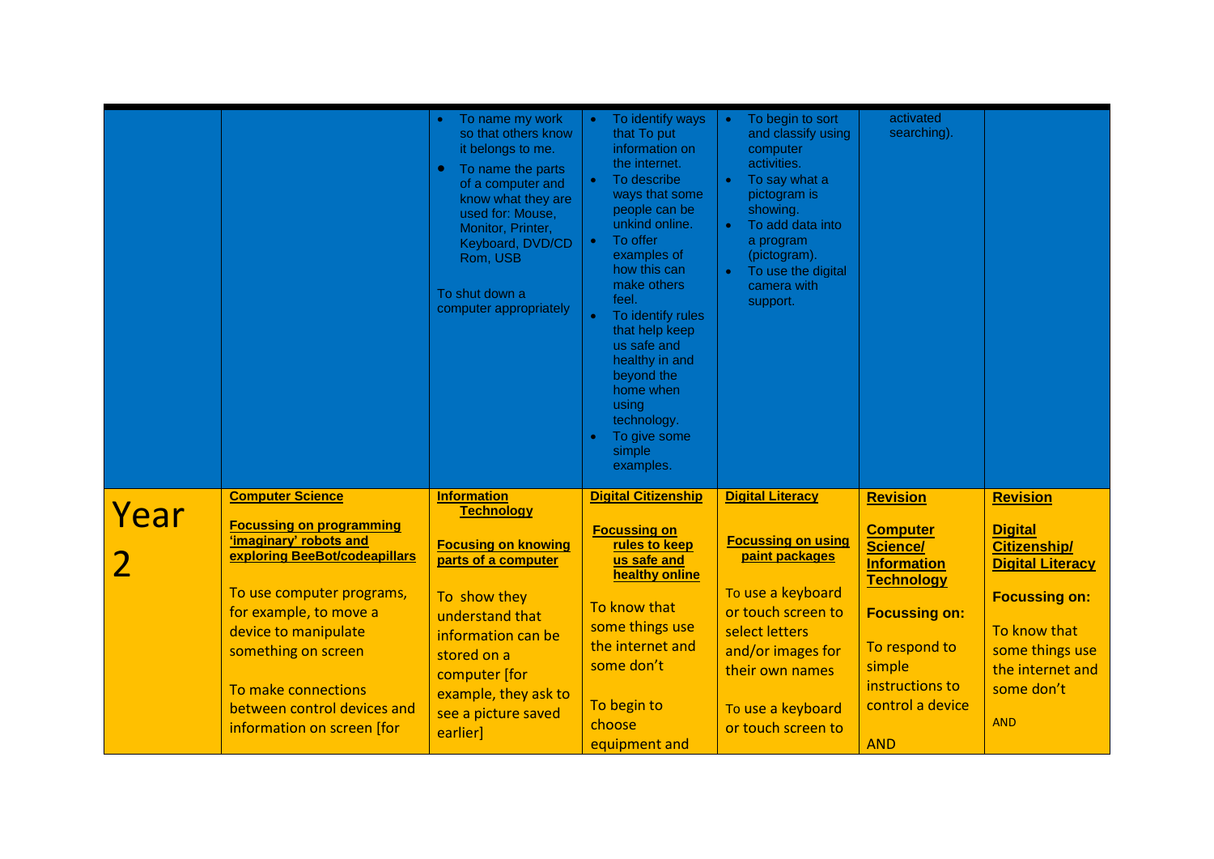| | | | | | | |
|---|---|---|---|---|---|---|
| | | • To name my work so that others know it belongs to me.<br>• To name the parts of a computer and know what they are used for: Mouse, Monitor, Printer, Keyboard, DVD/CD Rom, USB<br><br>To shut down a computer appropriately | • To identify ways that To put information on the internet.<br>• To describe ways that some people can be unkind online.<br>• To offer examples of how this can make others feel.<br>• To identify rules that help keep us safe and healthy in and beyond the home when using technology.<br>• To give some simple examples. | • To begin to sort and classify using computer activities.<br>• To say what a pictogram is showing.<br>• To add data into a program (pictogram).<br>• To use the digital camera with support. | activated searching). | |
| Year 2 | **Computer Science**<br><br>**Focussing on programming 'imaginary' robots and exploring BeeBot/codeapillars**<br><br>To use computer programs, for example, to move a device to manipulate something on screen<br><br>To make connections between control devices and information on screen [for | **Information Technology**<br><br>**Focusing on knowing parts of a computer**<br><br>To show they understand that information can be stored on a computer [for example, they ask to see a picture saved earlier] | **Digital Citizenship**<br><br>**Focussing on rules to keep us safe and healthy online**<br><br>To know that some things use the internet and some don't<br><br>To begin to choose equipment and | **Digital Literacy**<br><br>**Focussing on using paint packages**<br><br>To use a keyboard or touch screen to select letters and/or images for their own names<br><br>To use a keyboard or touch screen to | **Revision**<br><br>**Computer Science/ Information Technology**<br><br>**Focussing on:**<br><br>To respond to simple instructions to control a device<br><br>AND | **Revision**<br><br>**Digital Citizenship/ Digital Literacy**<br><br>**Focussing on:**<br><br>To know that some things use the internet and some don't<br><br>AND |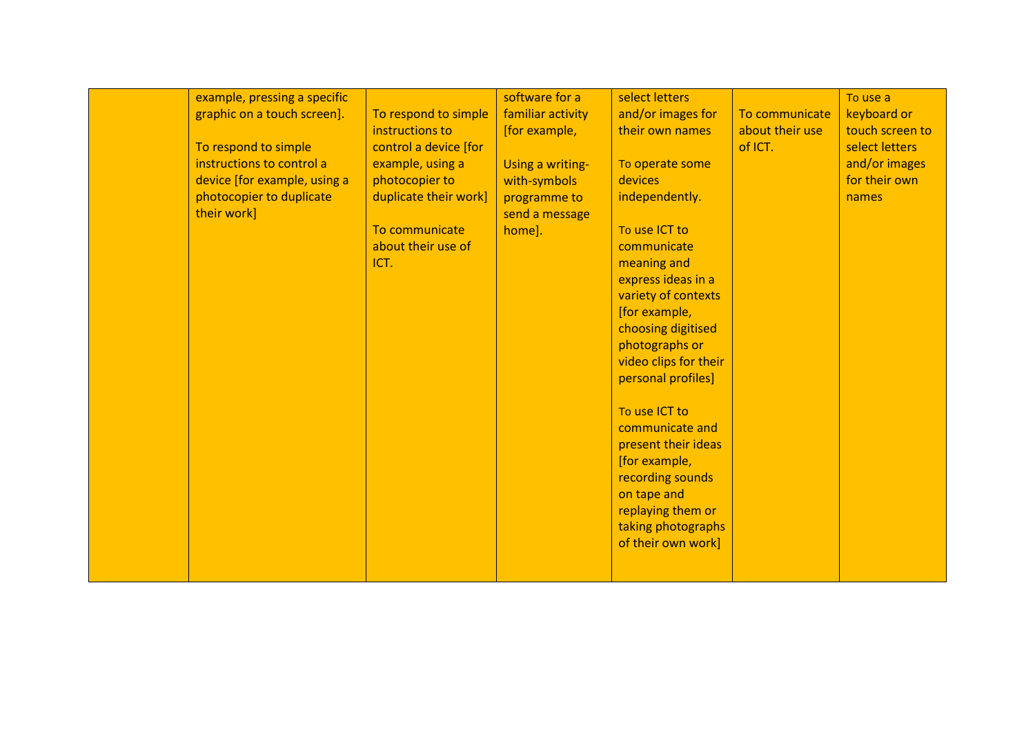| | | | | | | |
|---|---|---|---|---|---|---|
| | example, pressing a specific graphic on a touch screen].<br><br>To respond to simple instructions to control a device [for example, using a photocopier to duplicate their work] | To respond to simple instructions to control a device [for example, using a photocopier to duplicate their work]<br><br>To communicate about their use of ICT. | software for a familiar activity [for example,<br><br>Using a writing-with-symbols programme to send a message home]. | select letters and/or images for their own names<br><br>To operate some devices independently.<br><br>To use ICT to communicate meaning and express ideas in a variety of contexts [for example, choosing digitised photographs or video clips for their personal profiles]<br><br>To use ICT to communicate and present their ideas [for example, recording sounds on tape and replaying them or taking photographs of their own work] | To communicate about their use of ICT. | To use a keyboard or touch screen to select letters and/or images for their own names |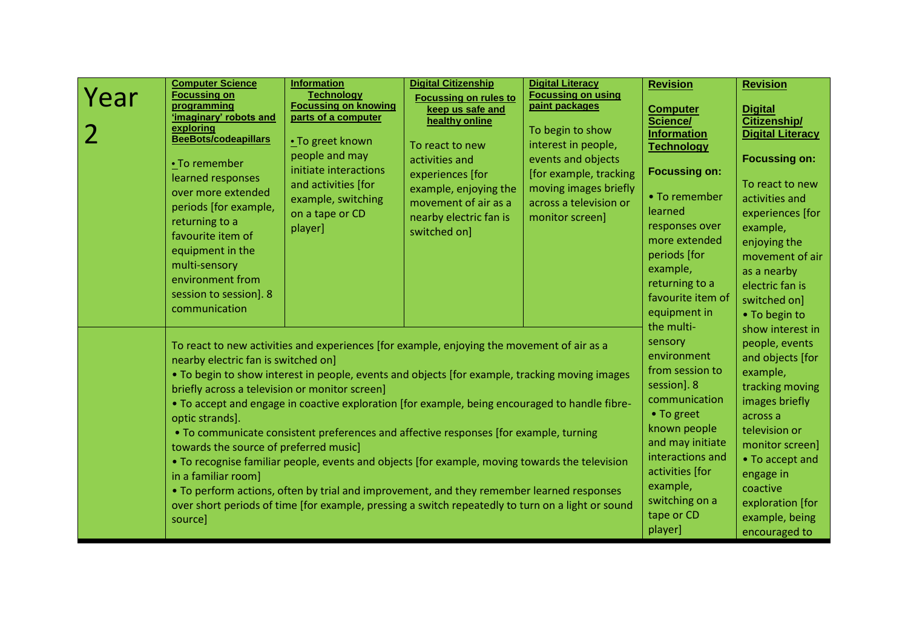| | | | | | | |
|---|---|---|---|---|---|---|
| Year 2 | **Computer Science** **Focussing on programming 'imaginary' robots and exploring BeeBots/codeapillars**<br><br>• To remember learned responses over more extended periods [for example, returning to a favourite item of equipment in the multi-sensory environment from session to session]. 8 communication | **Information Technology** **Focussing on knowing parts of a computer**<br><br>• To greet known people and may initiate interactions and activities [for example, switching on a tape or CD player] | **Digital Citizenship** **Focussing on rules to keep us safe and healthy online**<br><br>To react to new activities and experiences [for example, enjoying the movement of air as a nearby electric fan is switched on] | **Digital Literacy** **Focussing on using paint packages**<br><br>To begin to show interest in people, events and objects [for example, tracking moving images briefly across a television or monitor screen] | **Revision**<br><br>**Computer Science/ Information Technology**<br><br>**Focussing on:**<br><br>• To remember learned responses over more extended periods [for example, returning to a favourite item of equipment in the multi-sensory environment from session to session]. 8 communication<br>• To greet known people and may initiate interactions and activities [for example, switching on a tape or CD player] | **Revision**<br><br>**Digital Citizenship/ Digital Literacy**<br><br>**Focussing on:**<br><br>To react to new activities and experiences [for example, enjoying the movement of air as a nearby electric fan is switched on]<br>• To begin to show interest in people, events and objects [for example, tracking moving images briefly across a television or monitor screen]<br>• To accept and engage in coactive exploration [for example, being encouraged to |
| | To react to new activities and experiences [for example, enjoying the movement of air as a nearby electric fan is switched on]<br>• To begin to show interest in people, events and objects [for example, tracking moving images briefly across a television or monitor screen]<br>• To accept and engage in coactive exploration [for example, being encouraged to handle fibre-optic strands].<br>• To communicate consistent preferences and affective responses [for example, turning towards the source of preferred music]<br>• To recognise familiar people, events and objects [for example, moving towards the television in a familiar room]<br>• To perform actions, often by trial and improvement, and they remember learned responses over short periods of time [for example, pressing a switch repeatedly to turn on a light or sound source] | | | | | |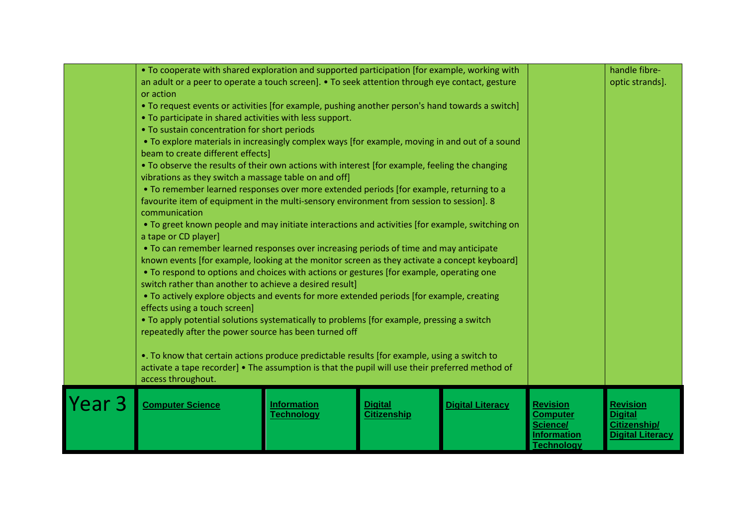| | | | | | | |
|---|---|---|---|---|---|---|
| | • To cooperate with shared exploration and supported participation [for example, working with an adult or a peer to operate a touch screen]. • To seek attention through eye contact, gesture or action<br>• To request events or activities [for example, pushing another person's hand towards a switch]<br>• To participate in shared activities with less support.<br>• To sustain concentration for short periods<br>• To explore materials in increasingly complex ways [for example, moving in and out of a sound beam to create different effects]<br>• To observe the results of their own actions with interest [for example, feeling the changing vibrations as they switch a massage table on and off]<br>• To remember learned responses over more extended periods [for example, returning to a favourite item of equipment in the multi-sensory environment from session to session]. 8 communication<br>• To greet known people and may initiate interactions and activities [for example, switching on a tape or CD player]<br>• To can remember learned responses over increasing periods of time and may anticipate known events [for example, looking at the monitor screen as they activate a concept keyboard]<br>• To respond to options and choices with actions or gestures [for example, operating one switch rather than another to achieve a desired result]<br>• To actively explore objects and events for more extended periods [for example, creating effects using a touch screen]<br>• To apply potential solutions systematically to problems [for example, pressing a switch repeatedly after the power source has been turned off<br><br>•. To know that certain actions produce predictable results [for example, using a switch to activate a tape recorder] • The assumption is that the pupil will use their preferred method of access throughout. | | | | | handle fibre-optic strands]. |
| Year 3 | **Computer Science** | **Information Technology** | **Digital Citizenship** | **Digital Literacy** | **Revision Computer Science/ Information Technology** | **Revision Digital Citizenship/ Digital Literacy** |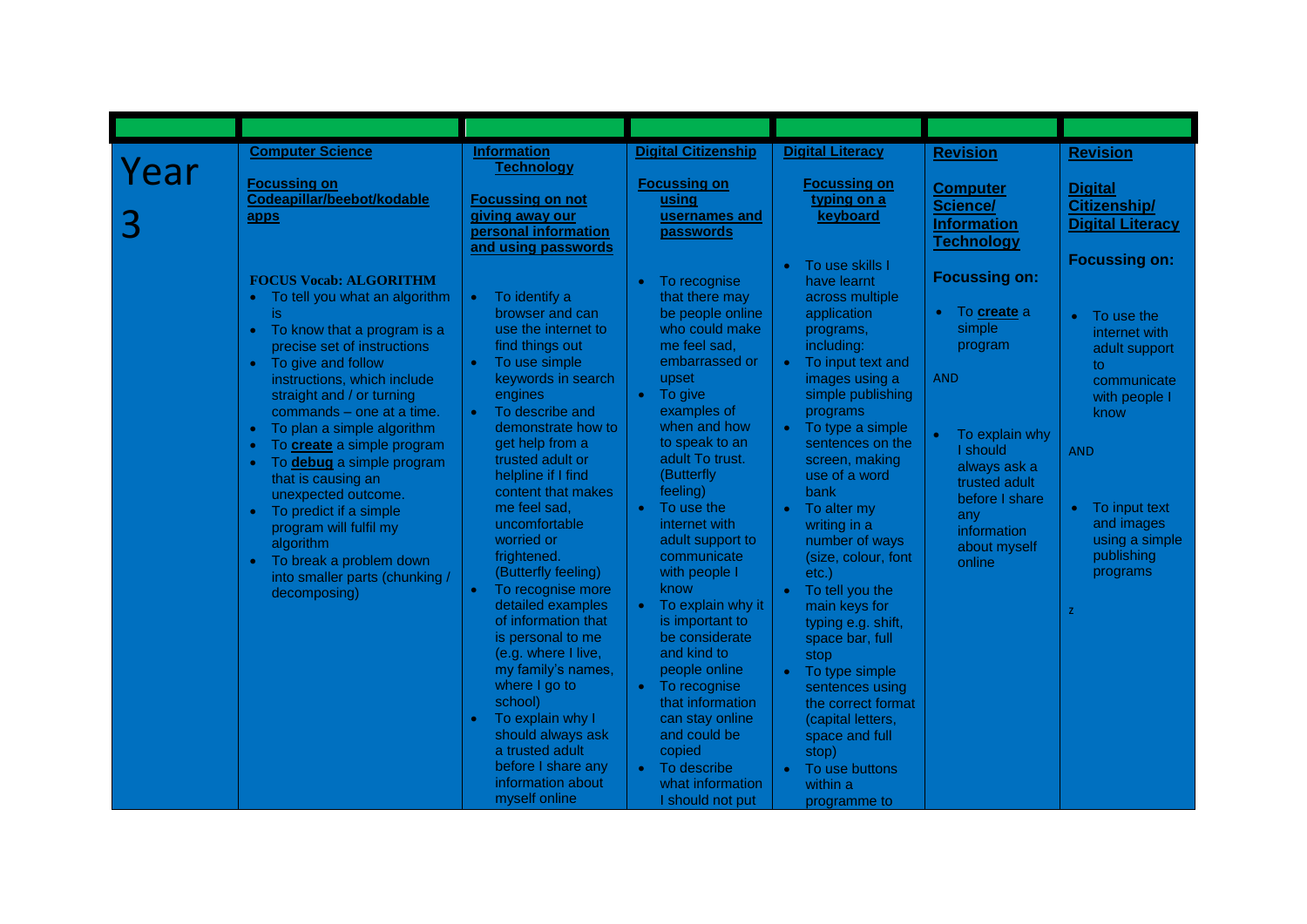| | | | | | | |
|---|---|---|---|---|---|---|
| Year 3 | **Computer Science**<br><br>**Focussing on Codeapillar/beebot/kodable apps**<br><br>**FOCUS Vocab: ALGORITHM**<br>• To tell you what an algorithm is<br>• To know that a program is a precise set of instructions<br>• To give and follow instructions, which include straight and / or turning commands – one at a time.<br>• To plan a simple algorithm<br>• To **create** a simple program<br>• To **debug** a simple program that is causing an unexpected outcome.<br>• To predict if a simple program will fulfil my algorithm<br>• To break a problem down into smaller parts (chunking / decomposing) | **Information Technology**<br><br>**Focussing on not giving away our personal information and using passwords**<br><br>• To identify a browser and can use the internet to find things out<br>• To use simple keywords in search engines<br>• To describe and demonstrate how to get help from a trusted adult or helpline if I find content that makes me feel sad, uncomfortable worried or frightened. (Butterfly feeling)<br>• To recognise more detailed examples of information that is personal to me (e.g. where I live, my family's names, where I go to school)<br>• To explain why I should always ask a trusted adult before I share any information about myself online | **Digital Citizenship**<br><br>**Focussing on using usernames and passwords**<br><br>• To recognise that there may be people online who could make me feel sad, embarrassed or upset<br>• To give examples of when and how to speak to an adult To trust. (Butterfly feeling)<br>• To use the internet with adult support to communicate with people I know<br>• To explain why it is important to be considerate and kind to people online<br>• To recognise that information can stay online and could be copied<br>• To describe what information I should not put | **Digital Literacy**<br><br>**Focussing on typing on a keyboard**<br><br>• To use skills I have learnt across multiple application programs, including:<br>• To input text and images using a simple publishing programs<br>• To type a simple sentences on the screen, making use of a word bank<br>• To alter my writing in a number of ways (size, colour, font etc.)<br>• To tell you the main keys for typing e.g. shift, space bar, full stop<br>• To type simple sentences using the correct format (capital letters, space and full stop)<br>• To use buttons within a programme to | **Revision**<br><br>**Computer Science/ Information Technology**<br><br>**Focussing on:**<br><br>• To **create** a simple program<br><br>AND<br><br>• To explain why I should always ask a trusted adult before I share any information about myself online | **Revision**<br><br>**Digital Citizenship/ Digital Literacy**<br><br>**Focussing on:**<br><br>• To use the internet with adult support to communicate with people I know<br><br>AND<br><br>• To input text and images using a simple publishing programs<br><br>z |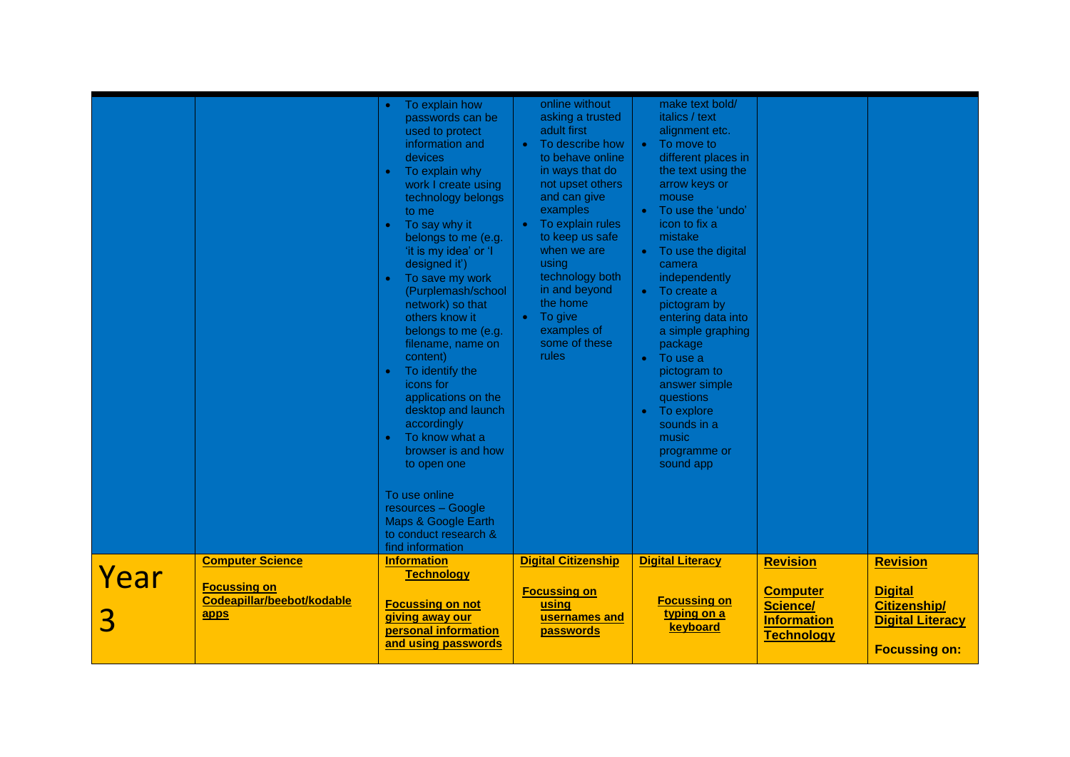| | | | | | | |
|---|---|---|---|---|---|---|
| | | • To explain how passwords can be used to protect information and devices<br>• To explain why work I create using technology belongs to me<br>• To say why it belongs to me (e.g. 'it is my idea' or 'I designed it')<br>• To save my work (Purplemash/school network) so that others know it belongs to me (e.g. filename, name on content)<br>• To identify the icons for applications on the desktop and launch accordingly<br>• To know what a browser is and how to open one<br><br>To use online resources – Google Maps & Google Earth to conduct research & find information | online without asking a trusted adult first<br>• To describe how to behave online in ways that do not upset others and can give examples<br>• To explain rules to keep us safe when we are using technology both in and beyond the home<br>• To give examples of some of these rules | make text bold/ italics / text alignment etc.<br>• To move to different places in the text using the arrow keys or mouse<br>• To use the 'undo' icon to fix a mistake<br>• To use the digital camera independently<br>• To create a pictogram by entering data into a simple graphing package<br>• To use a pictogram to answer simple questions<br>• To explore sounds in a music programme or sound app | | |
| Year 3 | **Computer Science**<br><br>**Focussing on Codeapillar/beebot/kodable apps** | **Information Technology**<br><br>**Focussing on not giving away our personal information and using passwords** | **Digital Citizenship**<br><br>**Focussing on using usernames and passwords** | **Digital Literacy**<br><br>**Focussing on typing on a keyboard** | **Revision**<br><br>**Computer Science/ Information Technology** | **Revision**<br><br>**Digital Citizenship/ Digital Literacy**<br><br>**Focussing on:** |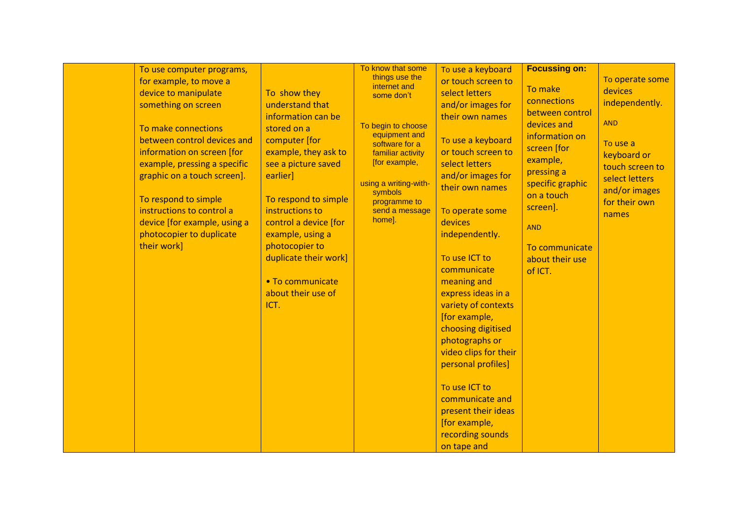| | | | | | | |
|---|---|---|---|---|---|---|
| | To use computer programs, for example, to move a device to manipulate something on screen<br><br>To make connections between control devices and information on screen [for example, pressing a specific graphic on a touch screen].<br><br>To respond to simple instructions to control a device [for example, using a photocopier to duplicate their work] | To show they understand that information can be stored on a computer [for example, they ask to see a picture saved earlier]<br><br>To respond to simple instructions to control a device [for example, using a photocopier to duplicate their work]<br><br>• To communicate about their use of ICT. | To know that some things use the internet and some don't<br><br>To begin to choose equipment and software for a familiar activity [for example,<br><br>using a writing-with-symbols programme to send a message home]. | To use a keyboard or touch screen to select letters and/or images for their own names<br><br>To use a keyboard or touch screen to select letters and/or images for their own names<br><br>To operate some devices independently.<br><br>To use ICT to communicate meaning and express ideas in a variety of contexts [for example, choosing digitised photographs or video clips for their personal profiles]<br><br>To use ICT to communicate and present their ideas [for example, recording sounds on tape and | **Focussing on:**<br><br>To make connections between control devices and information on screen [for example, pressing a specific graphic on a touch screen].<br><br>AND<br><br>To communicate about their use of ICT. | To operate some devices independently.<br><br>AND<br><br>To use a keyboard or touch screen to select letters and/or images for their own names |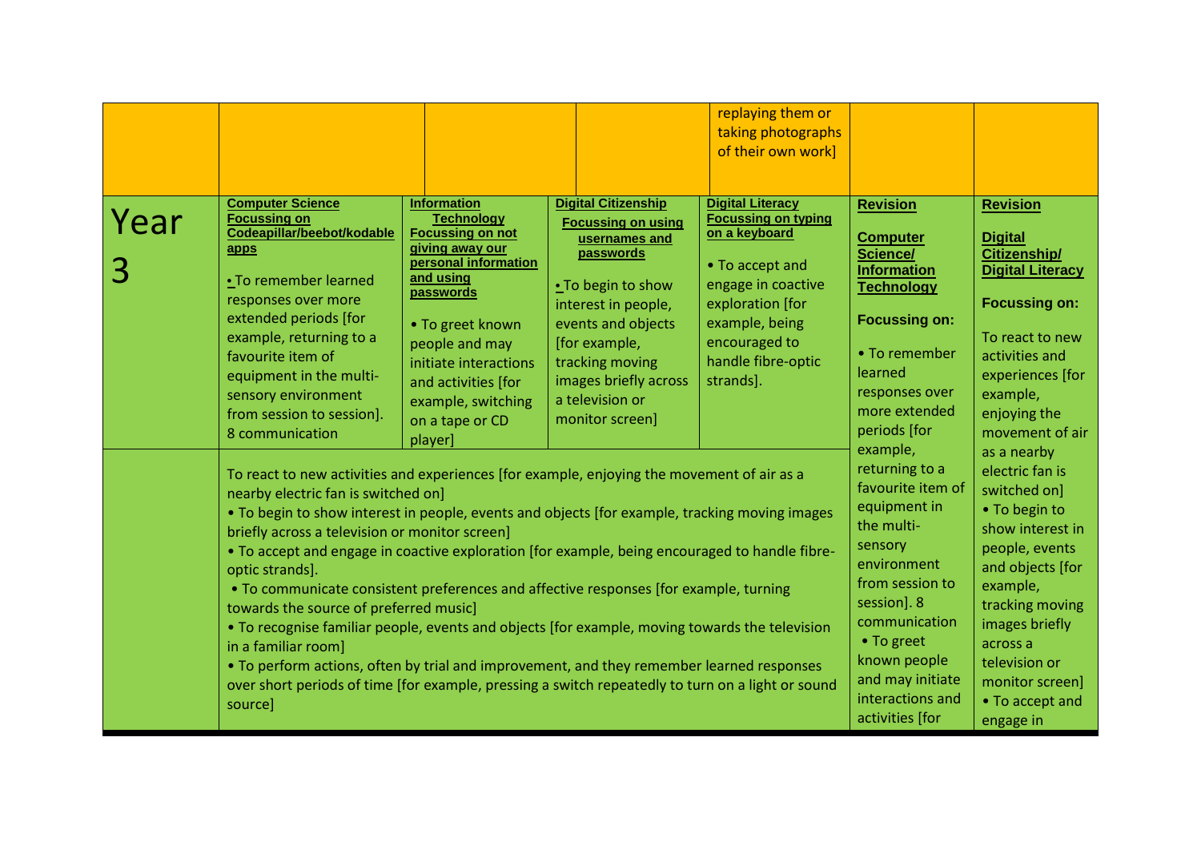| | | | | | | |
|---|---|---|---|---|---|---|
| | | | | replaying them or taking photographs of their own work] | | |
| Year 3 | **Computer Science Focussing on Codeapillar/beebot/kodable apps**<br><br>• To remember learned responses over more extended periods [for example, returning to a favourite item of equipment in the multi-sensory environment from session to session]. 8 communication | **Information Technology Focussing on not giving away our personal information and using passwords**<br><br>• To greet known people and may initiate interactions and activities [for example, switching on a tape or CD player] | **Digital Citizenship Focussing on using usernames and passwords**<br><br>• To begin to show interest in people, events and objects [for example, tracking moving images briefly across a television or monitor screen] | **Digital Literacy Focussing on typing on a keyboard**<br><br>• To accept and engage in coactive exploration [for example, being encouraged to handle fibre-optic strands]. | **Revision**<br><br>**Computer Science/ Information Technology**<br><br>**Focussing on:**<br><br>• To remember learned responses over more extended periods [for example, returning to a favourite item of equipment in the multi-sensory environment from session to session]. 8 communication<br>• To greet known people and may initiate interactions and activities [for | **Revision**<br><br>**Digital Citizenship/ Digital Literacy**<br><br>**Focussing on:**<br><br>To react to new activities and experiences [for example, enjoying the movement of air as a nearby electric fan is switched on]<br>• To begin to show interest in people, events and objects [for example, tracking moving images briefly across a television or monitor screen]<br>• To accept and engage in |
| | To react to new activities and experiences [for example, enjoying the movement of air as a nearby electric fan is switched on]<br>• To begin to show interest in people, events and objects [for example, tracking moving images briefly across a television or monitor screen]<br>• To accept and engage in coactive exploration [for example, being encouraged to handle fibre-optic strands].<br>• To communicate consistent preferences and affective responses [for example, turning towards the source of preferred music]<br>• To recognise familiar people, events and objects [for example, moving towards the television in a familiar room]<br>• To perform actions, often by trial and improvement, and they remember learned responses over short periods of time [for example, pressing a switch repeatedly to turn on a light or sound source] | | | | | |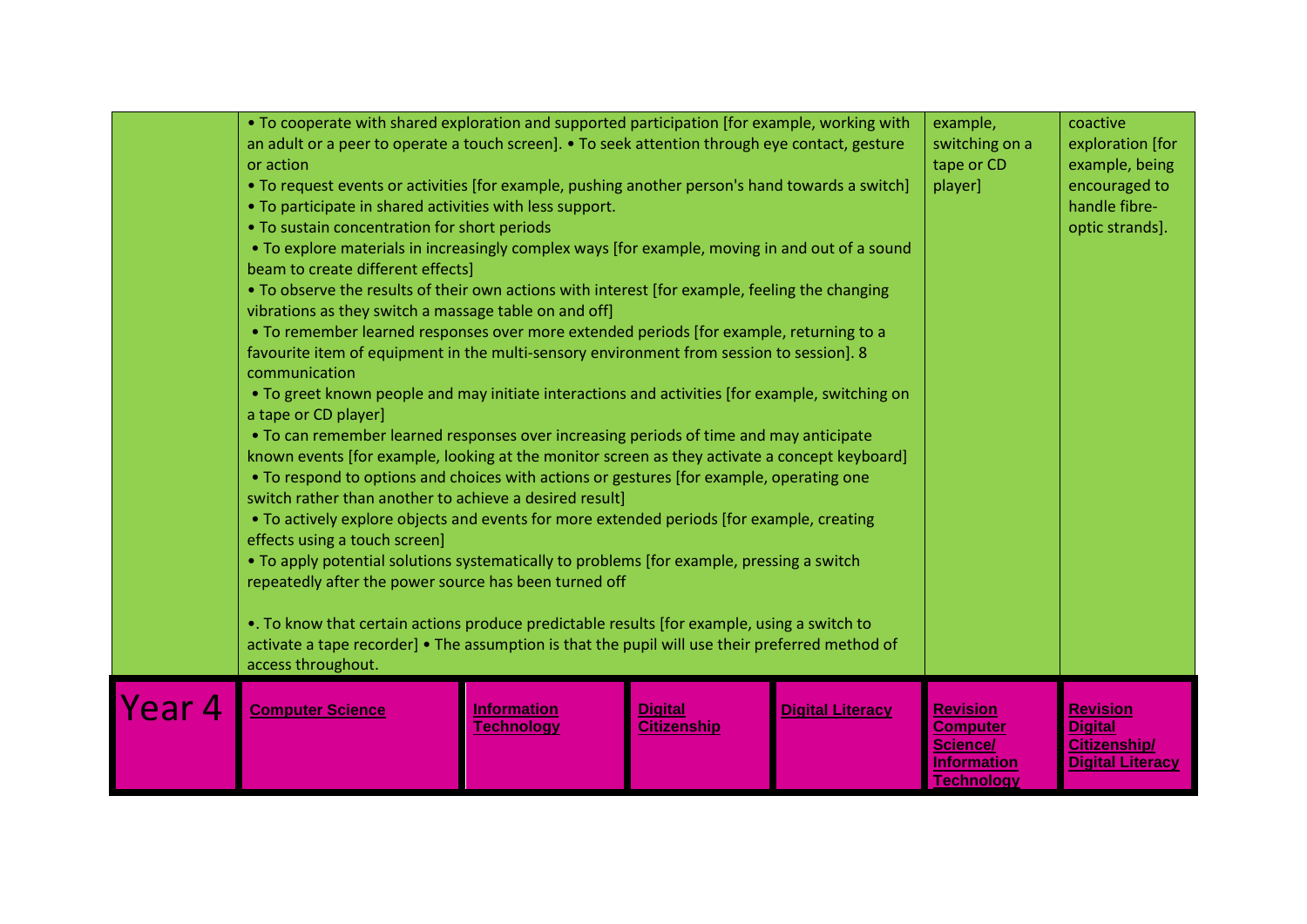| | | | | | | |
|---|---|---|---|---|---|---|
| | • To cooperate with shared exploration and supported participation [for example, working with an adult or a peer to operate a touch screen]. • To seek attention through eye contact, gesture or action<br>• To request events or activities [for example, pushing another person's hand towards a switch]<br>• To participate in shared activities with less support.<br>• To sustain concentration for short periods<br>• To explore materials in increasingly complex ways [for example, moving in and out of a sound beam to create different effects]<br>• To observe the results of their own actions with interest [for example, feeling the changing vibrations as they switch a massage table on and off]<br>• To remember learned responses over more extended periods [for example, returning to a favourite item of equipment in the multi-sensory environment from session to session]. 8 communication<br>• To greet known people and may initiate interactions and activities [for example, switching on a tape or CD player]<br>• To can remember learned responses over increasing periods of time and may anticipate known events [for example, looking at the monitor screen as they activate a concept keyboard]<br>• To respond to options and choices with actions or gestures [for example, operating one switch rather than another to achieve a desired result]<br>• To actively explore objects and events for more extended periods [for example, creating effects using a touch screen]<br>• To apply potential solutions systematically to problems [for example, pressing a switch repeatedly after the power source has been turned off<br><br>•. To know that certain actions produce predictable results [for example, using a switch to activate a tape recorder] • The assumption is that the pupil will use their preferred method of access throughout. | | | | example, switching on a tape or CD player] | coactive exploration [for example, being encouraged to handle fibre-optic strands]. |
| Year 4 | **Computer Science** | **Information Technology** | **Digital Citizenship** | **Digital Literacy** | **Revision Computer Science/ Information Technology** | **Revision Digital Citizenship/ Digital Literacy** |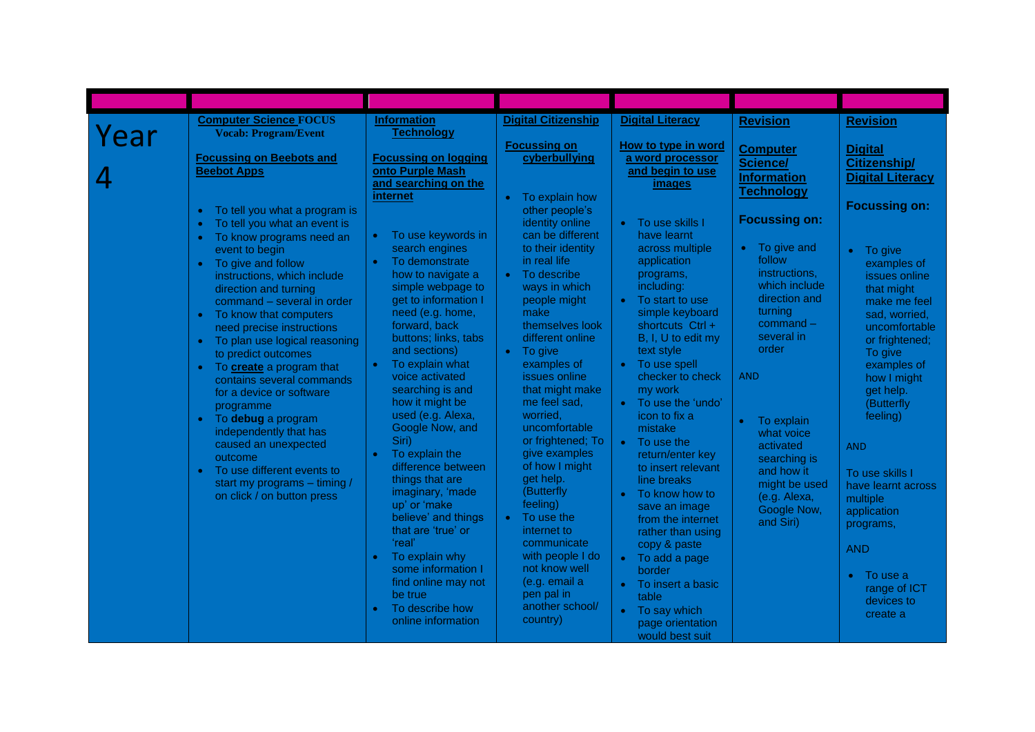| | | | | | | |
|---|---|---|---|---|---|---|
| Year 4 | **Computer Science FOCUS**<br>**Vocab: Program/Event**<br><br>**Focussing on Beebots and Beebot Apps**<br><br>• To tell you what a program is<br>• To tell you what an event is<br>• To know programs need an event to begin<br>• To give and follow instructions, which include direction and turning command – several in order<br>• To know that computers need precise instructions<br>• To plan use logical reasoning to predict outcomes<br>• To **create** a program that contains several commands for a device or software programme<br>• To **debug** a program independently that has caused an unexpected outcome<br>• To use different events to start my programs – timing / on click / on button press | **Information Technology**<br><br>**Focussing on logging onto Purple Mash and searching on the internet**<br><br>• To use keywords in search engines<br>• To demonstrate how to navigate a simple webpage to get to information I need (e.g. home, forward, back buttons; links, tabs and sections)<br>• To explain what voice activated searching is and how it might be used (e.g. Alexa, Google Now, and Siri)<br>• To explain the difference between things that are imaginary, 'made up' or 'make believe' and things that are 'true' or 'real'<br>• To explain why some information I find online may not be true<br>• To describe how online information | **Digital Citizenship**<br><br>**Focussing on cyberbullying**<br><br>• To explain how other people's identity online can be different to their identity in real life<br>• To describe ways in which people might make themselves look different online<br>• To give examples of issues online that might make me feel sad, worried, uncomfortable or frightened; To give examples of how I might get help. (Butterfly feeling)<br>• To use the internet to communicate with people I do not know well (e.g. email a pen pal in another school/ country) | **Digital Literacy**<br><br>**How to type in word a word processor and begin to use images**<br><br>• To use skills I have learnt across multiple application programs, including:<br>• To start to use simple keyboard shortcuts Ctrl + B, I, U to edit my text style<br>• To use spell checker to check my work<br>• To use the 'undo' icon to fix a mistake<br>• To use the return/enter key to insert relevant line breaks<br>• To know how to save an image from the internet rather than using copy & paste<br>• To add a page border<br>• To insert a basic table<br>• To say which page orientation would best suit | **Revision**<br><br>**Computer Science/ Information Technology**<br><br>**Focussing on:**<br><br>• To give and follow instructions, which include direction and turning command – several in order<br><br>AND<br><br>• To explain what voice activated searching is and how it might be used (e.g. Alexa, Google Now, and Siri) | **Revision**<br><br>**Digital Citizenship/ Digital Literacy**<br><br>**Focussing on:**<br><br>• To give examples of issues online that might make me feel sad, worried, uncomfortable or frightened; To give examples of how I might get help. (Butterfly feeling)<br><br>AND<br><br>To use skills I have learnt across multiple application programs,<br><br>AND<br><br>• To use a range of ICT devices to create a |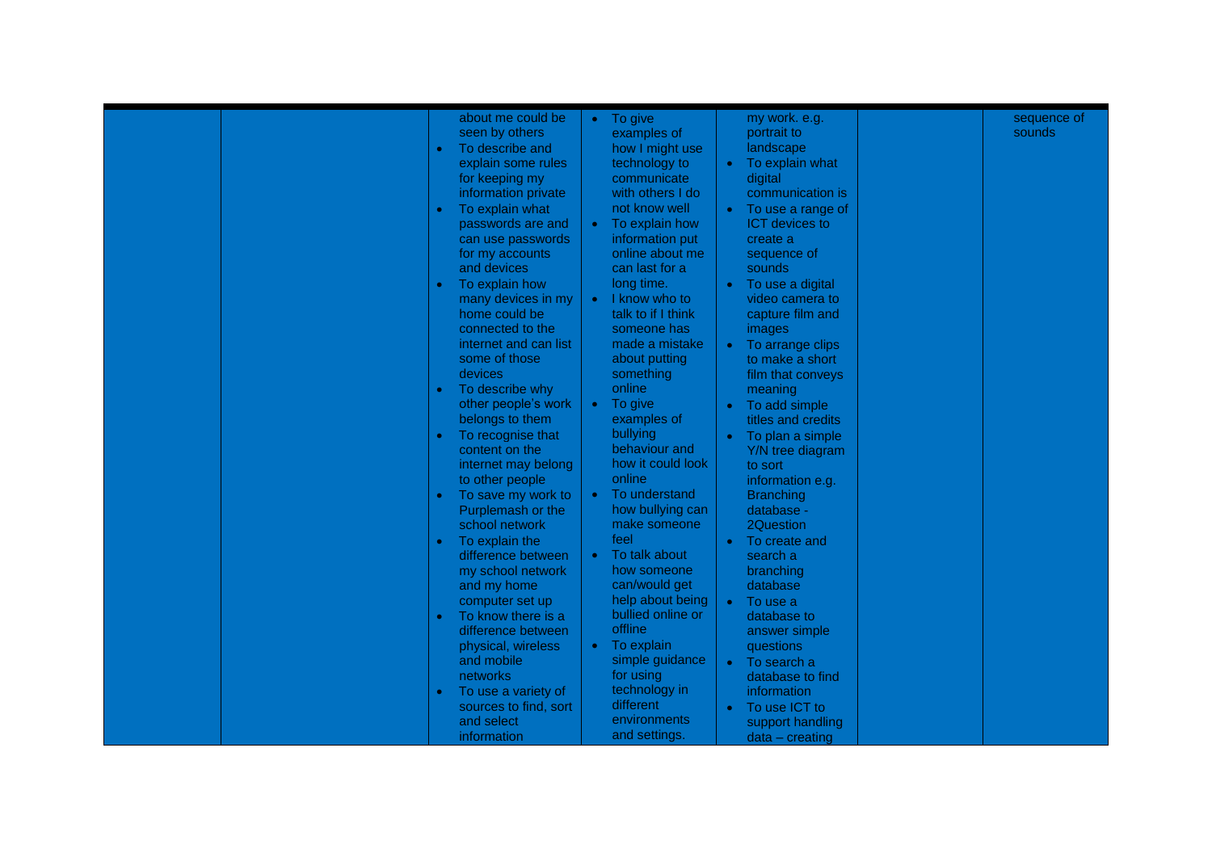| | | | | | | |
|---|---|---|---|---|---|---|
| | | about me could be seen by others<br>• To describe and explain some rules for keeping my information private<br>• To explain what passwords are and can use passwords for my accounts and devices<br>• To explain how many devices in my home could be connected to the internet and can list some of those devices<br>• To describe why other people's work belongs to them<br>• To recognise that content on the internet may belong to other people<br>• To save my work to Purplemash or the school network<br>• To explain the difference between my school network and my home computer set up<br>• To know there is a difference between physical, wireless and mobile networks<br>• To use a variety of sources to find, sort and select information | • To give examples of how I might use technology to communicate with others I do not know well<br>• To explain how information put online about me can last for a long time.<br>• I know who to talk to if I think someone has made a mistake about putting something online<br>• To give examples of bullying behaviour and how it could look online<br>• To understand how bullying can make someone feel<br>• To talk about how someone can/would get help about being bullied online or offline<br>• To explain simple guidance for using technology in different environments and settings. | my work. e.g. portrait to landscape<br>• To explain what digital communication is<br>• To use a range of ICT devices to create a sequence of sounds<br>• To use a digital video camera to capture film and images<br>• To arrange clips to make a short film that conveys meaning<br>• To add simple titles and credits<br>• To plan a simple Y/N tree diagram to sort information e.g. Branching database - 2Question<br>• To create and search a branching database<br>• To use a database to answer simple questions<br>• To search a database to find information<br>• To use ICT to support handling data – creating | | sequence of sounds |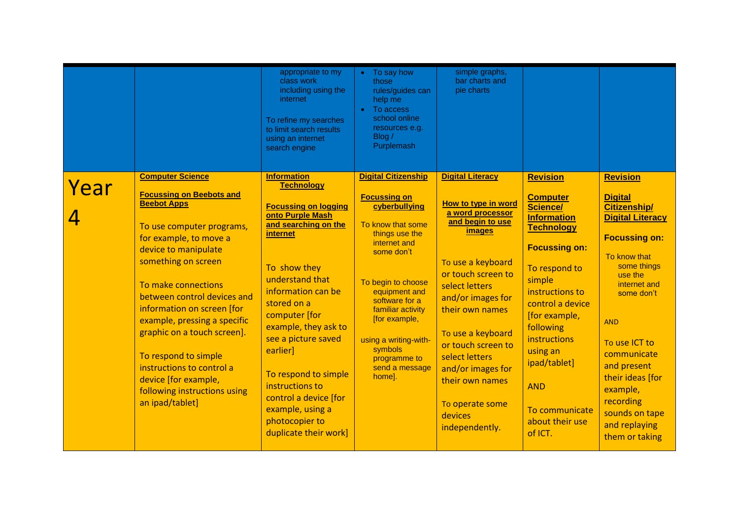| | | | | | | |
|---|---|---|---|---|---|---|
| | | appropriate to my class work including using the internet<br><br>To refine my searches to limit search results using an internet search engine | • To say how those rules/guides can help me<br>• To access school online resources e.g. Blog / Purplemash | simple graphs, bar charts and pie charts | | |
| Year 4 | **Computer Science**<br><br>**Focussing on Beebots and Beebot Apps**<br><br>To use computer programs, for example, to move a device to manipulate something on screen<br><br>To make connections between control devices and information on screen [for example, pressing a specific graphic on a touch screen].<br><br>To respond to simple instructions to control a device [for example, following instructions using an ipad/tablet] | **Information Technology**<br><br>**Focussing on logging onto Purple Mash and searching on the internet**<br><br>To show they understand that information can be stored on a computer [for example, they ask to see a picture saved earlier]<br><br>To respond to simple instructions to control a device [for example, using a photocopier to duplicate their work] | **Digital Citizenship**<br><br>**Focussing on cyberbullying**<br><br>To know that some things use the internet and some don't<br><br>To begin to choose equipment and software for a familiar activity [for example,<br><br>using a writing-with-symbols programme to send a message home]. | **Digital Literacy**<br><br>**How to type in word a word processor and begin to use images**<br><br>To use a keyboard or touch screen to select letters and/or images for their own names<br><br>To use a keyboard or touch screen to select letters and/or images for their own names<br><br>To operate some devices independently. | **Revision**<br><br>**Computer Science/ Information Technology**<br><br>**Focussing on:**<br><br>To respond to simple instructions to control a device [for example, following instructions using an ipad/tablet]<br><br>AND<br><br>To communicate about their use of ICT. | **Revision**<br><br>**Digital Citizenship/ Digital Literacy**<br><br>**Focussing on:**<br><br>To know that some things use the internet and some don't<br><br>AND<br><br>To use ICT to communicate and present their ideas [for example, recording sounds on tape and replaying them or taking |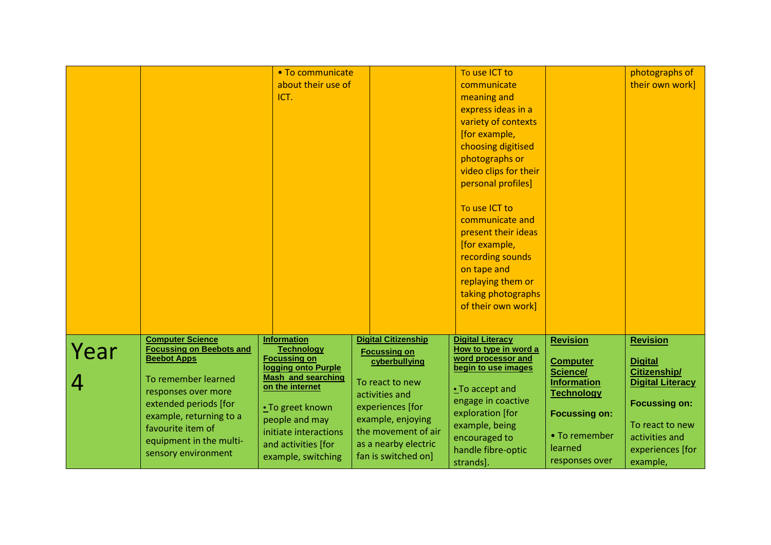| | | | | | | |
|---|---|---|---|---|---|---|
| | | • To communicate about their use of ICT. | | To use ICT to communicate meaning and express ideas in a variety of contexts [for example, choosing digitised photographs or video clips for their personal profiles]<br><br>To use ICT to communicate and present their ideas [for example, recording sounds on tape and replaying them or taking photographs of their own work] | | photographs of their own work] |
| Year 4 | **Computer Science Focussing on Beebots and Beebot Apps**<br><br>To remember learned responses over more extended periods [for example, returning to a favourite item of equipment in the multi-sensory environment | **Information Technology Focussing on logging onto Purple Mash and searching on the internet**<br><br>• To greet known people and may initiate interactions and activities [for example, switching | **Digital Citizenship Focussing on cyberbullying**<br><br>To react to new activities and experiences [for example, enjoying the movement of air as a nearby electric fan is switched on] | **Digital Literacy How to type in word a word processor and begin to use images**<br><br>• To accept and engage in coactive exploration [for example, being encouraged to handle fibre-optic strands]. | **Revision**<br><br>**Computer Science/ Information Technology**<br><br>**Focussing on:**<br><br>• To remember learned responses over | **Revision**<br><br>**Digital Citizenship/ Digital Literacy**<br><br>**Focussing on:**<br><br>To react to new activities and experiences [for example, |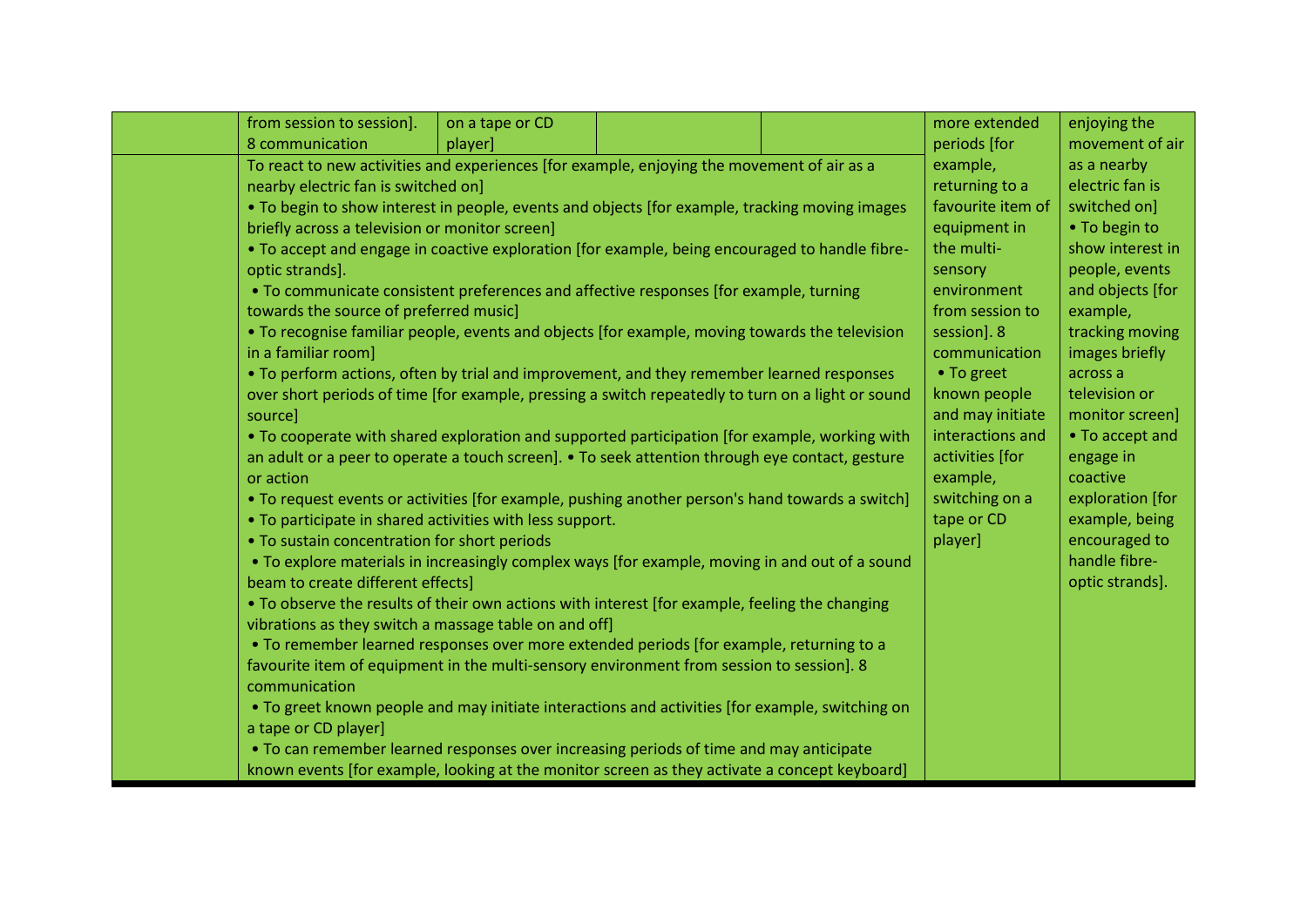| | | | | | | |
|---|---|---|---|---|---|---|
| | from session to session]. 8 communication | on a tape or CD player] | | | more extended periods [for example, returning to a favourite item of equipment in the multi-sensory environment from session to session]. 8 communication • To greet known people and may initiate interactions and activities [for example, switching on a tape or CD player] | enjoying the movement of air as a nearby electric fan is switched on] • To begin to show interest in people, events and objects [for example, tracking moving images briefly across a television or monitor screen] • To accept and engage in coactive exploration [for example, being encouraged to handle fibre-optic strands]. |
| | To react to new activities and experiences [for example, enjoying the movement of air as a nearby electric fan is switched on] • To begin to show interest in people, events and objects [for example, tracking moving images briefly across a television or monitor screen] • To accept and engage in coactive exploration [for example, being encouraged to handle fibre-optic strands]. • To communicate consistent preferences and affective responses [for example, turning towards the source of preferred music] • To recognise familiar people, events and objects [for example, moving towards the television in a familiar room] • To perform actions, often by trial and improvement, and they remember learned responses over short periods of time [for example, pressing a switch repeatedly to turn on a light or sound source] • To cooperate with shared exploration and supported participation [for example, working with an adult or a peer to operate a touch screen]. • To seek attention through eye contact, gesture or action • To request events or activities [for example, pushing another person's hand towards a switch] • To participate in shared activities with less support. • To sustain concentration for short periods • To explore materials in increasingly complex ways [for example, moving in and out of a sound beam to create different effects] • To observe the results of their own actions with interest [for example, feeling the changing vibrations as they switch a massage table on and off] • To remember learned responses over more extended periods [for example, returning to a favourite item of equipment in the multi-sensory environment from session to session]. 8 communication • To greet known people and may initiate interactions and activities [for example, switching on a tape or CD player] • To can remember learned responses over increasing periods of time and may anticipate known events [for example, looking at the monitor screen as they activate a concept keyboard] | | | | | |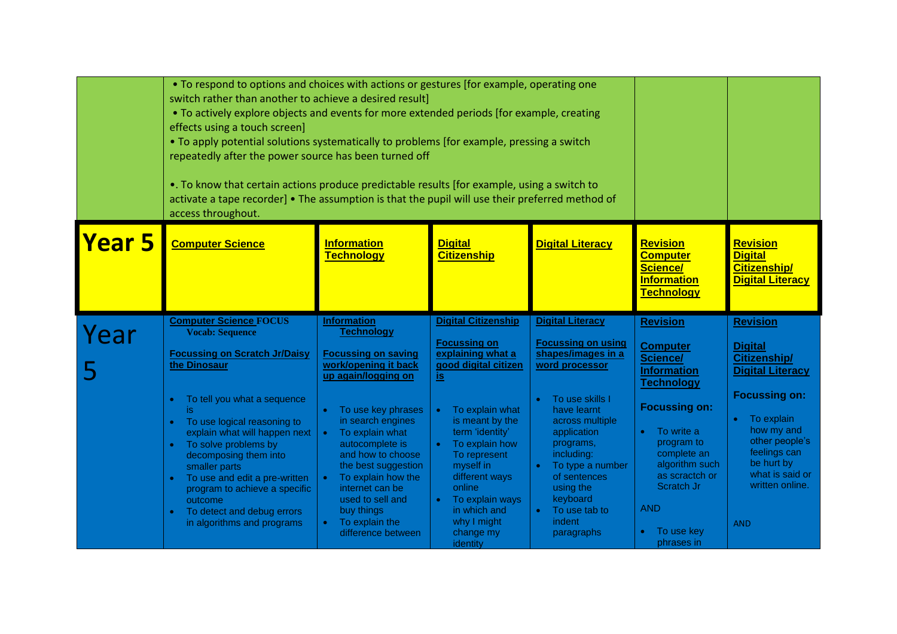| | | | | | | |
|---|---|---|---|---|---|---|
| | • To respond to options and choices with actions or gestures [for example, operating one switch rather than another to achieve a desired result] • To actively explore objects and events for more extended periods [for example, creating effects using a touch screen] • To apply potential solutions systematically to problems [for example, pressing a switch repeatedly after the power source has been turned off •. To know that certain actions produce predictable results [for example, using a switch to activate a tape recorder] • The assumption is that the pupil will use their preferred method of access throughout. | | | | | |
| **Year 5** | **Computer Science** | **Information Technology** | **Digital Citizenship** | **Digital Literacy** | **Revision Computer Science/ Information Technology** | **Revision Digital Citizenship/ Digital Literacy** |
| Year 5 | **Computer Science FOCUS**<br>**Vocab: Sequence**<br><br>**Focussing on Scratch Jr/Daisy the Dinosaur**<br><br>• To tell you what a sequence is<br>• To use logical reasoning to explain what will happen next<br>• To solve problems by decomposing them into smaller parts<br>• To use and edit a pre-written program to achieve a specific outcome<br>• To detect and debug errors in algorithms and programs | **Information Technology**<br><br>**Focussing on saving work/opening it back up again/logging on**<br><br>• To use key phrases in search engines<br>• To explain what autocomplete is and how to choose the best suggestion<br>• To explain how the internet can be used to sell and buy things<br>• To explain the difference between | **Digital Citizenship**<br><br>**Focussing on explaining what a good digital citizen is**<br><br>• To explain what is meant by the term 'identity'<br>• To explain how To represent myself in different ways online<br>• To explain ways in which and why I might change my identity | **Digital Literacy**<br><br>**Focussing on using shapes/images in a word processor**<br><br>• To use skills I have learnt across multiple application programs, including:<br>• To type a number of sentences using the keyboard<br>• To use tab to indent paragraphs | **Revision**<br><br>**Computer Science/ Information Technology**<br><br>**Focussing on:**<br><br>• To write a program to complete an algorithm such as scractch or Scratch Jr<br><br>AND<br><br>• To use key phrases in | **Revision**<br><br>**Digital Citizenship/ Digital Literacy**<br><br>**Focussing on:**<br><br>• To explain how my and other people's feelings can be hurt by what is said or written online.<br><br>AND |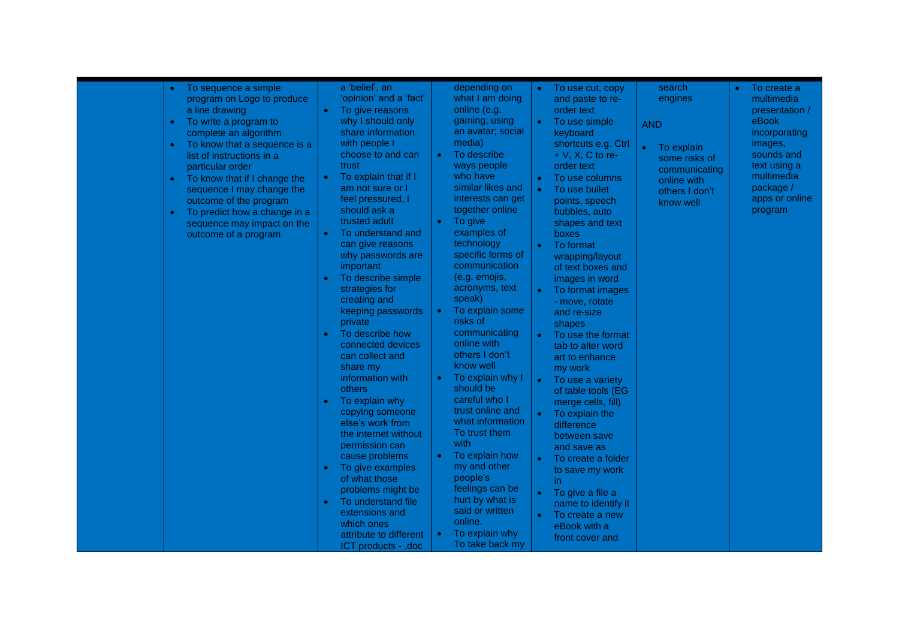| | | | | | | |
|---|---|---|---|---|---|---|
| | • To sequence a simple program on Logo to produce a line drawing<br>• To write a program to complete an algorithm<br>• To know that a sequence is a list of instructions in a particular order<br>• To know that if I change the sequence I may change the outcome of the program<br>• To predict how a change in a sequence may impact on the outcome of a program | a 'belief', an 'opinion' and a 'fact'<br>• To give reasons why I should only share information with people I choose to and can trust<br>• To explain that if I am not sure or I feel pressured, I should ask a trusted adult<br>• To understand and can give reasons why passwords are important<br>• To describe simple strategies for creating and keeping passwords private<br>• To describe how connected devices can collect and share my information with others<br>• To explain why copying someone else's work from the internet without permission can cause problems<br>• To give examples of what those problems might be<br>• To understand file extensions and which ones attribute to different ICT products - .doc | depending on what I am doing online (e.g. gaming; using an avatar; social media)<br>• To describe ways people who have similar likes and interests can get together online<br>• To give examples of technology specific forms of communication (e.g. emojis, acronyms, text speak)<br>• To explain some risks of communicating online with others I don't know well<br>• To explain why I should be careful who I trust online and what information To trust them with<br>• To explain how my and other people's feelings can be hurt by what is said or written online.<br>• To explain why To take back my | • To use cut, copy and paste to re-order text<br>• To use simple keyboard shortcuts e.g. Ctrl + V, X, C to re-order text<br>• To use columns<br>• To use bullet points, speech bubbles, auto shapes and text boxes<br>• To format wrapping/layout of text boxes and images in word<br>• To format images - move, rotate and re-size shapes<br>• To use the format tab to alter word art to enhance my work<br>• To use a variety of table tools (EG merge cells, fill)<br>• To explain the difference between save and save as<br>• To create a folder to save my work in<br>• To give a file a name to identify it<br>• To create a new eBook with a front cover and | search engines<br><br>AND<br><br>• To explain some risks of communicating online with others I don't know well | • To create a multimedia presentation / eBook incorporating images, sounds and text using a multimedia package / apps or online program |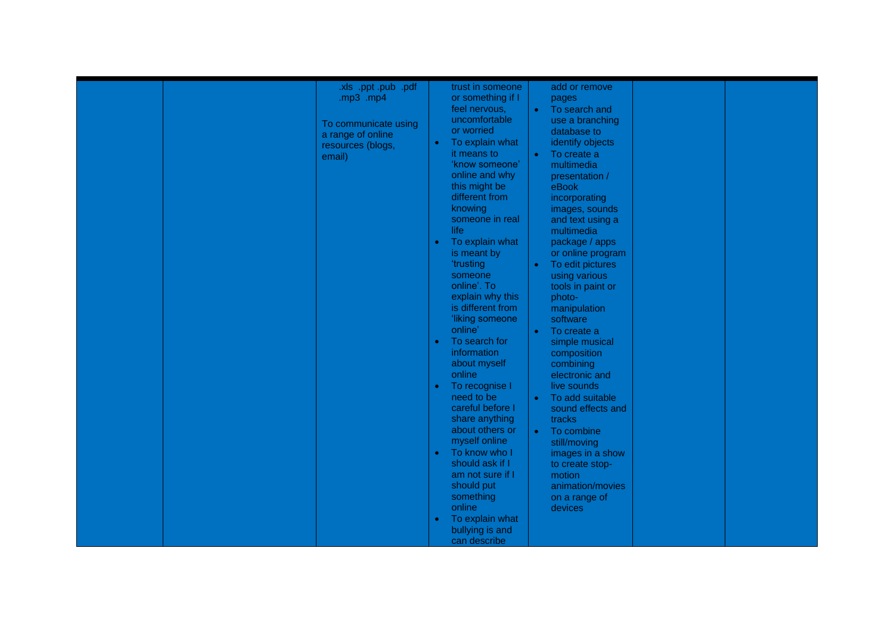| | | | | | | |
|---|---|---|---|---|---|---|
| | | .xls .ppt .pub .pdf .mp3 .mp4<br><br>To communicate using a range of online resources (blogs, email) | trust in someone or something if I feel nervous, uncomfortable or worried<br>• To explain what it means to 'know someone' online and why this might be different from knowing someone in real life<br>• To explain what is meant by 'trusting someone online'. To explain why this is different from 'liking someone online'<br>• To search for information about myself online<br>• To recognise I need to be careful before I share anything about others or myself online<br>• To know who I should ask if I am not sure if I should put something online<br>• To explain what bullying is and can describe | add or remove pages<br>• To search and use a branching database to identify objects<br>• To create a multimedia presentation / eBook incorporating images, sounds and text using a multimedia package / apps or online program<br>• To edit pictures using various tools in paint or photo-manipulation software<br>• To create a simple musical composition combining electronic and live sounds<br>• To add suitable sound effects and tracks<br>• To combine still/moving images in a show to create stop-motion animation/movies on a range of devices | | |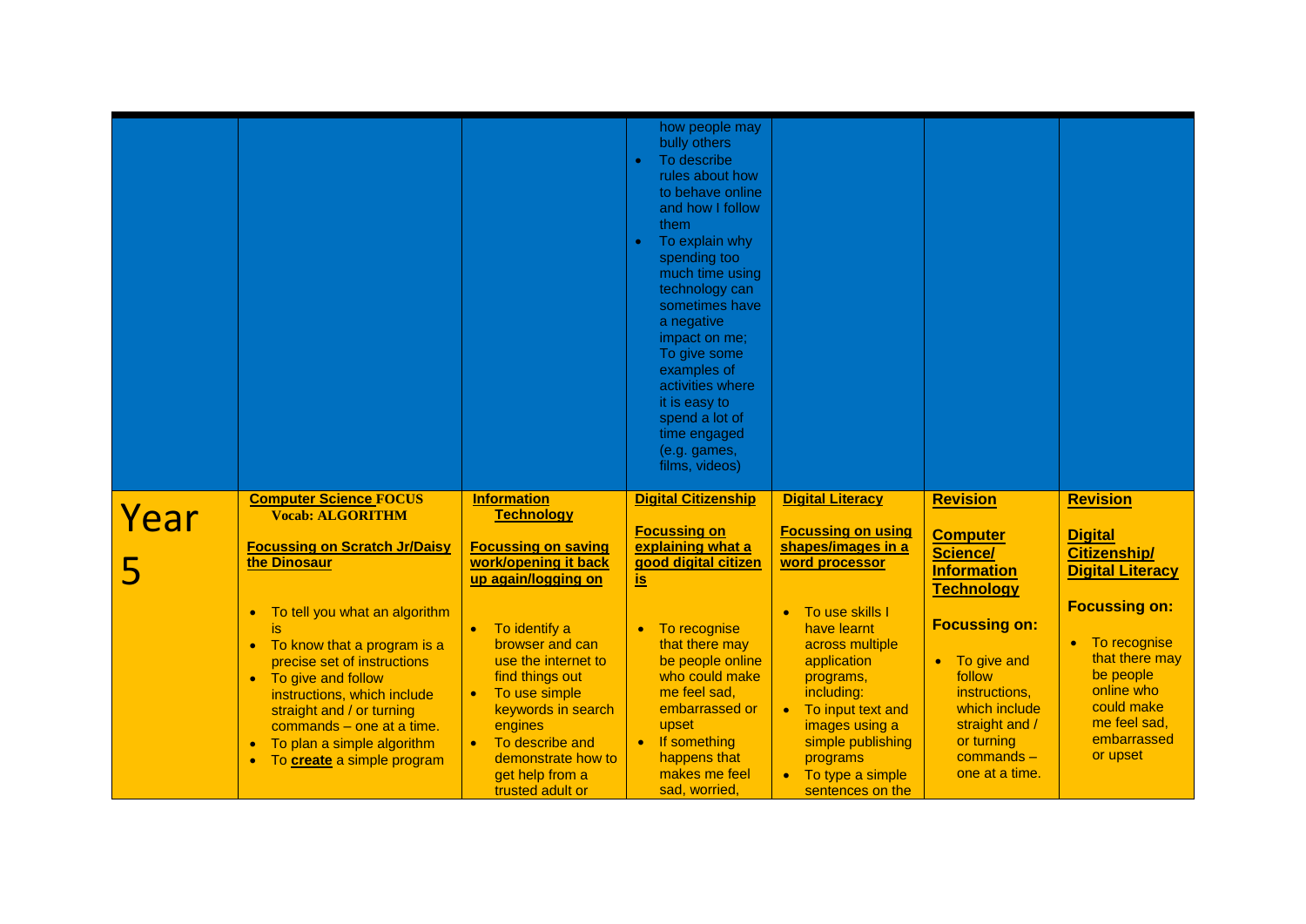| | | | | | | |
|---|---|---|---|---|---|---|
| | | | how people may bully others<br>• To describe rules about how to behave online and how I follow them<br>• To explain why spending too much time using technology can sometimes have a negative impact on me; To give some examples of activities where it is easy to spend a lot of time engaged (e.g. games, films, videos) | | | |
| Year 5 | **Computer Science FOCUS**<br>**Vocab: ALGORITHM**<br><br>**Focussing on Scratch Jr/Daisy the Dinosaur**<br><br>• To tell you what an algorithm is<br>• To know that a program is a precise set of instructions<br>• To give and follow instructions, which include straight and / or turning commands – one at a time.<br>• To plan a simple algorithm<br>• To **create** a simple program | **Information Technology**<br><br>**Focussing on saving work/opening it back up again/logging on**<br><br>• To identify a browser and can use the internet to find things out<br>• To use simple keywords in search engines<br>• To describe and demonstrate how to get help from a trusted adult or | **Digital Citizenship**<br><br>**Focussing on explaining what a good digital citizen is**<br><br>• To recognise that there may be people online who could make me feel sad, embarrassed or upset<br>• If something happens that makes me feel sad, worried, | **Digital Literacy**<br><br>**Focussing on using shapes/images in a word processor**<br><br>• To use skills I have learnt across multiple application programs, including:<br>• To input text and images using a simple publishing programs<br>• To type a simple sentences on the | **Revision**<br><br>**Computer Science/ Information Technology**<br><br>**Focussing on:**<br><br>• To give and follow instructions, which include straight and / or turning commands – one at a time. | **Revision**<br><br>**Digital Citizenship/ Digital Literacy**<br><br>**Focussing on:**<br><br>• To recognise that there may be people online who could make me feel sad, embarrassed or upset |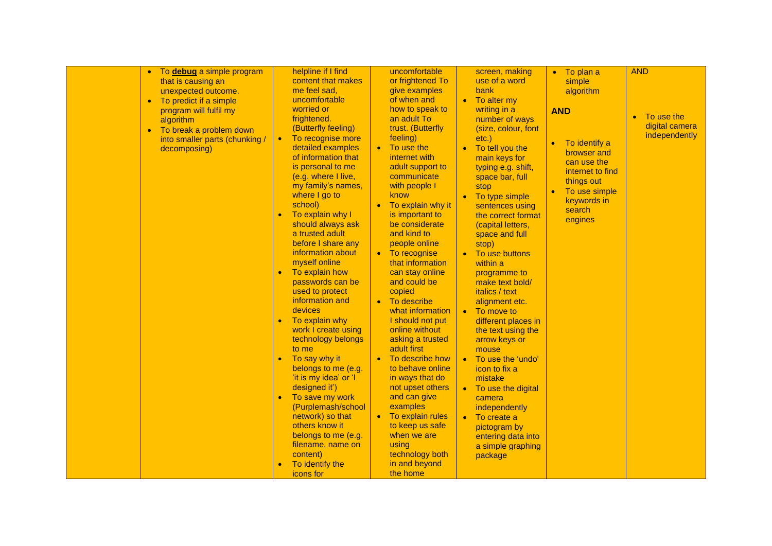| | | | | | | |
|---|---|---|---|---|---|---|
| | • To **debug** a simple program that is causing an unexpected outcome.<br>• To predict if a simple program will fulfil my algorithm<br>• To break a problem down into smaller parts (chunking / decomposing) | helpline if I find content that makes me feel sad, uncomfortable worried or frightened. (Butterfly feeling)<br>• To recognise more detailed examples of information that is personal to me (e.g. where I live, my family's names, where I go to school)<br>• To explain why I should always ask a trusted adult before I share any information about myself online<br>• To explain how passwords can be used to protect information and devices<br>• To explain why work I create using technology belongs to me<br>• To say why it belongs to me (e.g. 'it is my idea' or 'I designed it')<br>• To save my work (Purplemash/school network) so that others know it belongs to me (e.g. filename, name on content)<br>• To identify the icons for | uncomfortable or frightened To give examples of when and how to speak to an adult To trust. (Butterfly feeling)<br>• To use the internet with adult support to communicate with people I know<br>• To explain why it is important to be considerate and kind to people online<br>• To recognise that information can stay online and could be copied<br>• To describe what information I should not put online without asking a trusted adult first<br>• To describe how to behave online in ways that do not upset others and can give examples<br>• To explain rules to keep us safe when we are using technology both in and beyond the home | screen, making use of a word bank<br>• To alter my writing in a number of ways (size, colour, font etc.)<br>• To tell you the main keys for typing e.g. shift, space bar, full stop<br>• To type simple sentences using the correct format (capital letters, space and full stop)<br>• To use buttons within a programme to make text bold/ italics / text alignment etc.<br>• To move to different places in the text using the arrow keys or mouse<br>• To use the 'undo' icon to fix a mistake<br>• To use the digital camera independently<br>• To create a pictogram by entering data into a simple graphing package | • To plan a simple algorithm<br><br>**AND**<br><br>• To identify a browser and can use the internet to find things out<br>• To use simple keywords in search engines | AND<br><br>• To use the digital camera independently |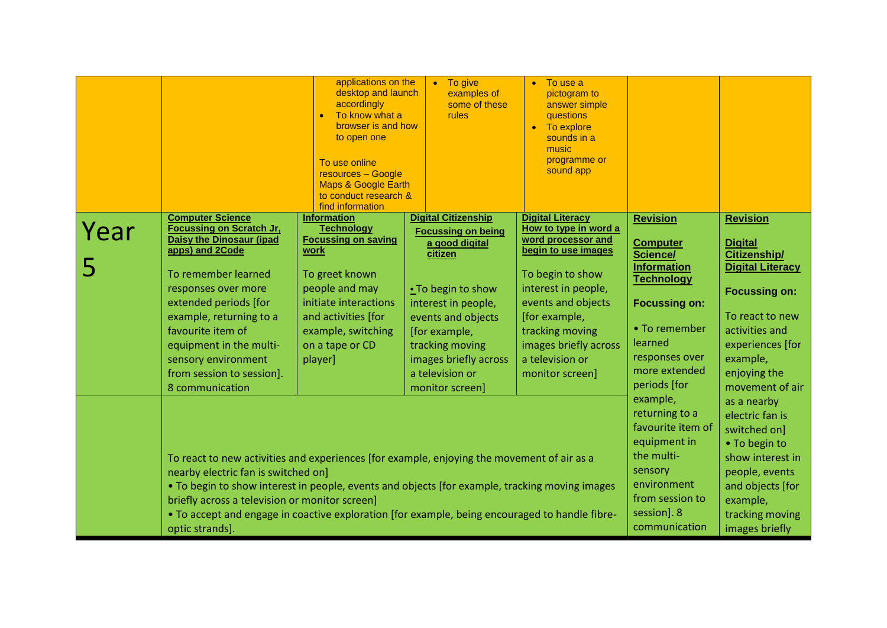| | | | | | | |
|---|---|---|---|---|---|---|
| | | applications on the desktop and launch accordingly<br>• To know what a browser is and how to open one<br><br>To use online resources – Google Maps & Google Earth to conduct research & find information | • To give examples of some of these rules | • To use a pictogram to answer simple questions<br>• To explore sounds in a music programme or sound app | | |
| Year 5 | **Computer Science**<br>**Focussing on Scratch Jr, Daisy the Dinosaur (ipad apps) and 2Code**<br><br>To remember learned responses over more extended periods [for example, returning to a favourite item of equipment in the multi-sensory environment from session to session]. 8 communication | **Information Technology**<br>**Focussing on saving work**<br><br>To greet known people and may initiate interactions and activities [for example, switching on a tape or CD player] | **Digital Citizenship**<br>**Focussing on being a good digital citizen**<br><br>• To begin to show interest in people, events and objects [for example, tracking moving images briefly across a television or monitor screen] | **Digital Literacy**<br>**How to type in word a word processor and begin to use images**<br><br>To begin to show interest in people, events and objects [for example, tracking moving images briefly across a television or monitor screen] | **Revision**<br><br>**Computer Science/ Information Technology**<br><br>**Focussing on:**<br><br>• To remember learned responses over more extended periods [for example, returning to a favourite item of equipment in the multi-sensory environment from session to session]. 8 communication | **Revision**<br><br>**Digital Citizenship/ Digital Literacy**<br><br>**Focussing on:**<br><br>To react to new activities and experiences [for example, enjoying the movement of air as a nearby electric fan is switched on]<br>• To begin to show interest in people, events and objects [for example, tracking moving images briefly |
| | To react to new activities and experiences [for example, enjoying the movement of air as a nearby electric fan is switched on]<br>• To begin to show interest in people, events and objects [for example, tracking moving images briefly across a television or monitor screen]<br>• To accept and engage in coactive exploration [for example, being encouraged to handle fibre-optic strands]. | | | | | |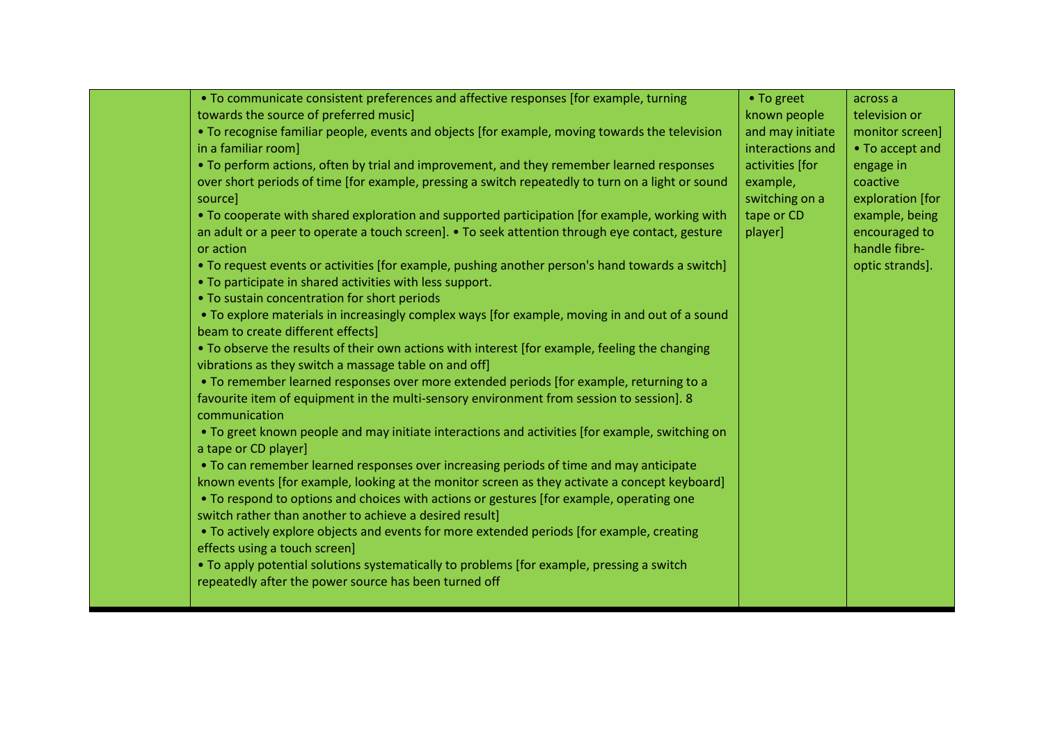| | | | |
|---|---|---|---|
| | • To communicate consistent preferences and affective responses [for example, turning towards the source of preferred music]<br>• To recognise familiar people, events and objects [for example, moving towards the television in a familiar room]<br>• To perform actions, often by trial and improvement, and they remember learned responses over short periods of time [for example, pressing a switch repeatedly to turn on a light or sound source]<br>• To cooperate with shared exploration and supported participation [for example, working with an adult or a peer to operate a touch screen]. • To seek attention through eye contact, gesture or action<br>• To request events or activities [for example, pushing another person's hand towards a switch]<br>• To participate in shared activities with less support.<br>• To sustain concentration for short periods<br>• To explore materials in increasingly complex ways [for example, moving in and out of a sound beam to create different effects]<br>• To observe the results of their own actions with interest [for example, feeling the changing vibrations as they switch a massage table on and off]<br>• To remember learned responses over more extended periods [for example, returning to a favourite item of equipment in the multi-sensory environment from session to session]. 8 communication<br>• To greet known people and may initiate interactions and activities [for example, switching on a tape or CD player]<br>• To can remember learned responses over increasing periods of time and may anticipate known events [for example, looking at the monitor screen as they activate a concept keyboard]<br>• To respond to options and choices with actions or gestures [for example, operating one switch rather than another to achieve a desired result]<br>• To actively explore objects and events for more extended periods [for example, creating effects using a touch screen]<br>• To apply potential solutions systematically to problems [for example, pressing a switch repeatedly after the power source has been turned off | • To greet known people and may initiate interactions and activities [for example, switching on a tape or CD player] | across a television or monitor screen]<br>• To accept and engage in coactive exploration [for example, being encouraged to handle fibre-optic strands]. |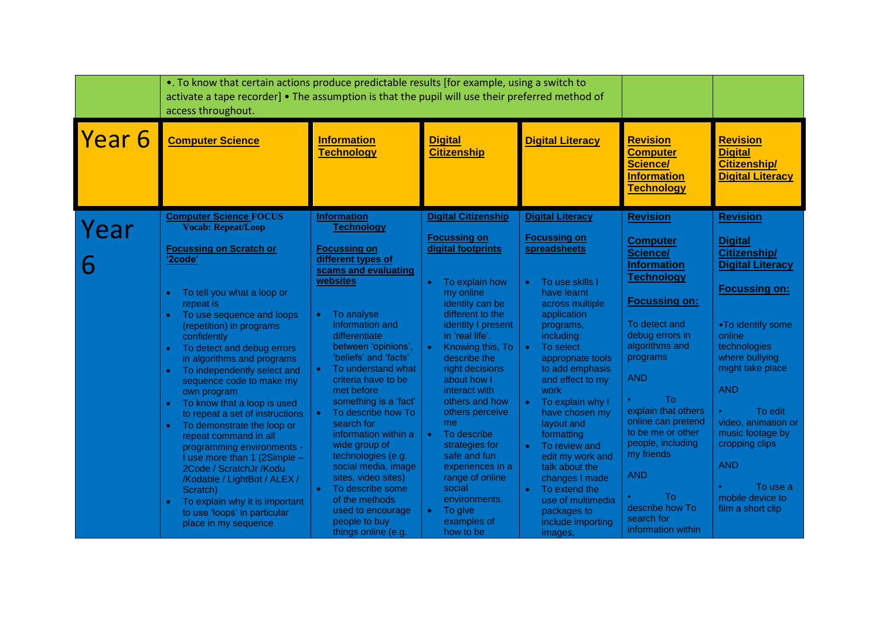| | | | | | | |
|---|---|---|---|---|---|---|
| | •. To know that certain actions produce predictable results [for example, using a switch to activate a tape recorder] • The assumption is that the pupil will use their preferred method of access throughout. | | | | | |
| Year 6 | **Computer Science** | **Information Technology** | **Digital Citizenship** | **Digital Literacy** | **Revision Computer Science/ Information Technology** | **Revision Digital Citizenship/ Digital Literacy** |
| Year 6 | **Computer Science FOCUS**<br>**Vocab: Repeat/Loop**<br><br>**Focussing on Scratch or '2code'**<br><br>• To tell you what a loop or repeat is<br>• To use sequence and loops (repetition) in programs confidently<br>• To detect and debug errors in algorithms and programs<br>• To independently select and sequence code to make my own program<br>• To know that a loop is used to repeat a set of instructions<br>• To demonstrate the loop or repeat command in all programming environments - I use more than 1 (2Simple – 2Code / ScratchJr /Kodu /Kodable / LightBot / ALEX / Scratch)<br>• To explain why it is important to use 'loops' in particular place in my sequence | **Information Technology**<br><br>**Focussing on different types of scams and evaluating websites**<br><br>• To analyse information and differentiate between 'opinions', 'beliefs' and 'facts'<br>• To understand what criteria have to be met before something is a 'fact'<br>• To describe how To search for information within a wide group of technologies (e.g. social media, image sites, video sites)<br>• To describe some of the methods used to encourage people to buy things online (e.g. | **Digital Citizenship**<br><br>**Focussing on digital footprints**<br><br>• To explain how my online identity can be different to the identity I present in 'real life'.<br>• Knowing this, To describe the right decisions about how I interact with others and how others perceive me<br>• To describe strategies for safe and fun experiences in a range of online social environments.<br>• To give examples of how to be | **Digital Literacy**<br><br>**Focussing on spreadsheets**<br><br>• To use skills I have learnt across multiple application programs, including:<br>• To select appropriate tools to add emphasis and effect to my work<br>• To explain why I have chosen my layout and formatting<br>• To review and edit my work and talk about the changes I made<br>• To extend the use of multimedia packages to include importing images, | **Revision**<br><br>**Computer Science/ Information Technology**<br><br>**Focussing on:**<br><br>To detect and debug errors in algorithms and programs<br><br>AND<br><br>• To explain that others online can pretend to be me or other people, including my friends<br><br>AND<br><br>• To describe how To search for information within | **Revision**<br><br>**Digital Citizenship/ Digital Literacy**<br><br>**Focussing on:**<br><br>•To identify some online technologies where bullying might take place<br><br>AND<br><br>• To edit video, animation or music footage by cropping clips<br><br>AND<br><br>• To use a mobile device to film a short clip |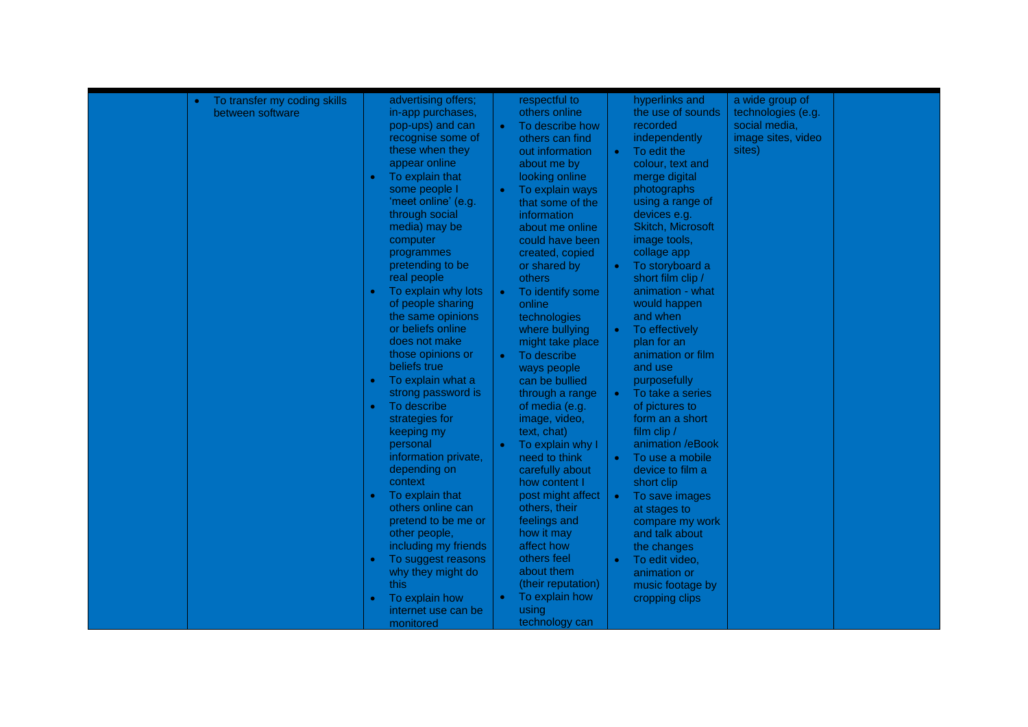| | | | | | | |
|---|---|---|---|---|---|---|
| | • To transfer my coding skills between software | advertising offers; in-app purchases, pop-ups) and can recognise some of these when they appear online<br>• To explain that some people I 'meet online' (e.g. through social media) may be computer programmes pretending to be real people<br>• To explain why lots of people sharing the same opinions or beliefs online does not make those opinions or beliefs true<br>• To explain what a strong password is<br>• To describe strategies for keeping my personal information private, depending on context<br>• To explain that others online can pretend to be me or other people, including my friends<br>• To suggest reasons why they might do this<br>• To explain how internet use can be monitored | respectful to others online<br>• To describe how others can find out information about me by looking online<br>• To explain ways that some of the information about me online could have been created, copied or shared by others<br>• To identify some online technologies where bullying might take place<br>• To describe ways people can be bullied through a range of media (e.g. image, video, text, chat)<br>• To explain why I need to think carefully about how content I post might affect others, their feelings and how it may affect how others feel about them (their reputation)<br>• To explain how using technology can | hyperlinks and the use of sounds recorded independently<br>• To edit the colour, text and merge digital photographs using a range of devices e.g. Skitch, Microsoft image tools, collage app<br>• To storyboard a short film clip / animation - what would happen and when<br>• To effectively plan for an animation or film and use purposefully<br>• To take a series of pictures to form an a short film clip / animation /eBook<br>• To use a mobile device to film a short clip<br>• To save images at stages to compare my work and talk about the changes<br>• To edit video, animation or music footage by cropping clips | a wide group of technologies (e.g. social media, image sites, video sites) | |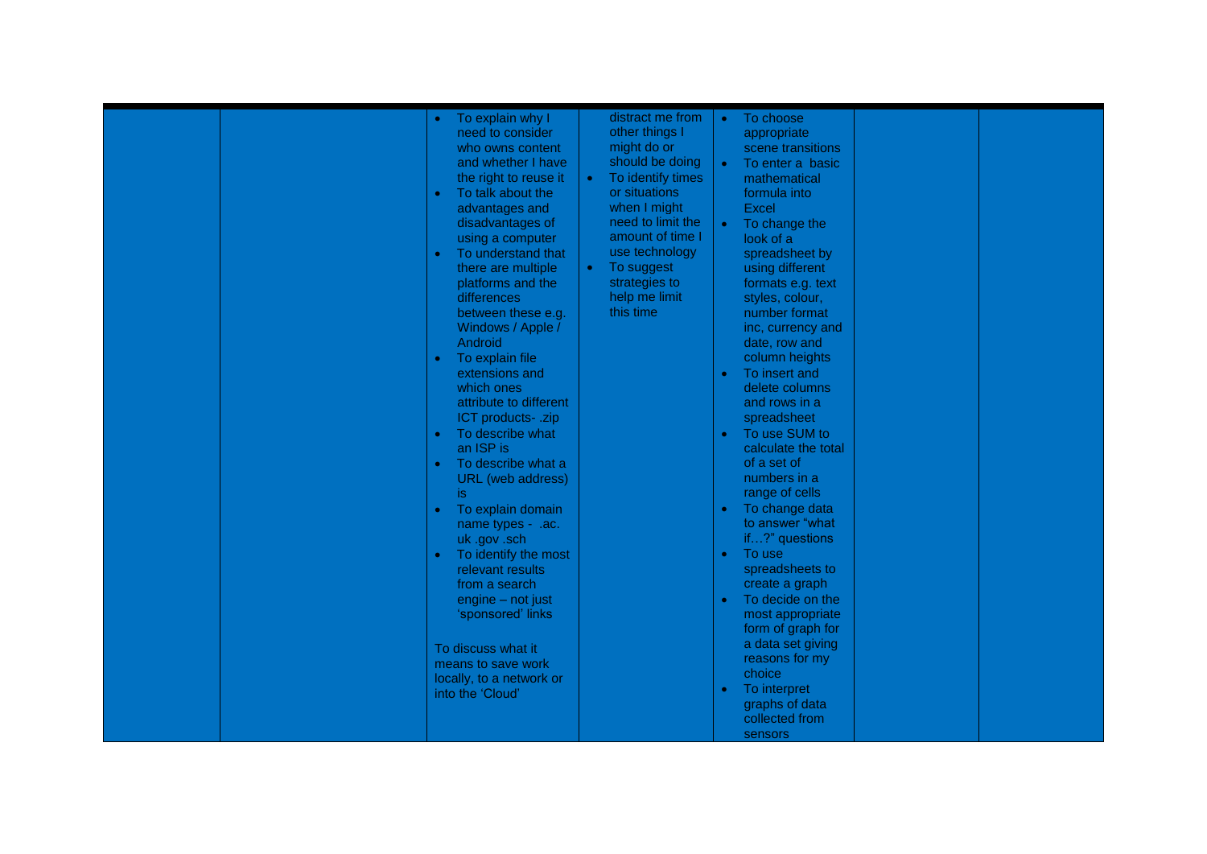| | | | | | | |
|---|---|---|---|---|---|---|
| | | • To explain why I need to consider who owns content and whether I have the right to reuse it<br>• To talk about the advantages and disadvantages of using a computer<br>• To understand that there are multiple platforms and the differences between these e.g. Windows / Apple / Android<br>• To explain file extensions and which ones attribute to different ICT products- .zip<br>• To describe what an ISP is<br>• To describe what a URL (web address) is<br>• To explain domain name types - .ac. uk .gov .sch<br>• To identify the most relevant results from a search engine – not just 'sponsored' links<br><br>To discuss what it means to save work locally, to a network or into the 'Cloud' | distract me from other things I might do or should be doing<br>• To identify times or situations when I might need to limit the amount of time I use technology<br>• To suggest strategies to help me limit this time | • To choose appropriate scene transitions<br>• To enter a basic mathematical formula into Excel<br>• To change the look of a spreadsheet by using different formats e.g. text styles, colour, number format inc, currency and date, row and column heights<br>• To insert and delete columns and rows in a spreadsheet<br>• To use SUM to calculate the total of a set of numbers in a range of cells<br>• To change data to answer "what if…?" questions<br>• To use spreadsheets to create a graph<br>• To decide on the most appropriate form of graph for a data set giving reasons for my choice<br>• To interpret graphs of data collected from sensors | | |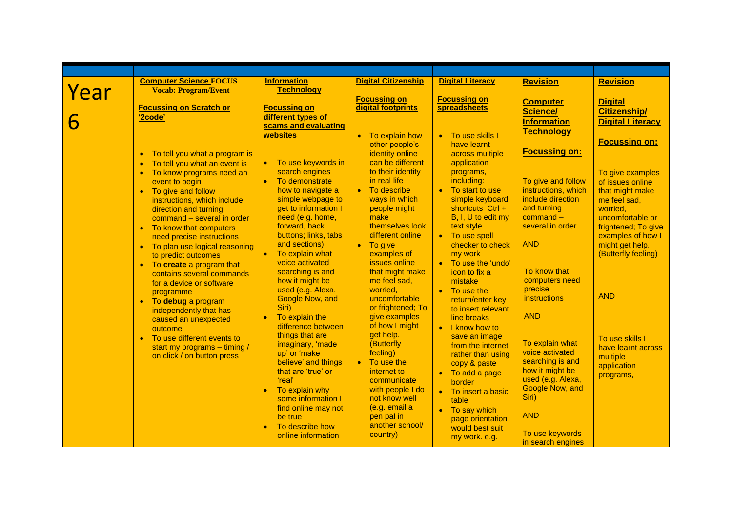| | | | | | | |
|---|---|---|---|---|---|---|
| Year 6 | **Computer Science FOCUS**<br>**Vocab: Program/Event**<br><br>**Focussing on Scratch or '2code'**<br><br>• To tell you what a program is<br>• To tell you what an event is<br>• To know programs need an event to begin<br>• To give and follow instructions, which include direction and turning command – several in order<br>• To know that computers need precise instructions<br>• To plan use logical reasoning to predict outcomes<br>• To **create** a program that contains several commands for a device or software programme<br>• To **debug** a program independently that has caused an unexpected outcome<br>• To use different events to start my programs – timing / on click / on button press | **Information Technology**<br><br>**Focussing on different types of scams and evaluating websites**<br><br>• To use keywords in search engines<br>• To demonstrate how to navigate a simple webpage to get to information I need (e.g. home, forward, back buttons; links, tabs and sections)<br>• To explain what voice activated searching is and how it might be used (e.g. Alexa, Google Now, and Siri)<br>• To explain the difference between things that are imaginary, 'made up' or 'make believe' and things that are 'true' or 'real'<br>• To explain why some information I find online may not be true<br>• To describe how online information | **Digital Citizenship**<br><br>**Focussing on digital footprints**<br><br>• To explain how other people's identity online can be different to their identity in real life<br>• To describe ways in which people might make themselves look different online<br>• To give examples of issues online that might make me feel sad, worried, uncomfortable or frightened; To give examples of how I might get help. (Butterfly feeling)<br>• To use the internet to communicate with people I do not know well (e.g. email a pen pal in another school/ country) | **Digital Literacy**<br><br>**Focussing on spreadsheets**<br><br>• To use skills I have learnt across multiple application programs, including:<br>• To start to use simple keyboard shortcuts Ctrl + B, I, U to edit my text style<br>• To use spell checker to check my work<br>• To use the 'undo' icon to fix a mistake<br>• To use the return/enter key to insert relevant line breaks<br>• I know how to save an image from the internet rather than using copy & paste<br>• To add a page border<br>• To insert a basic table<br>• To say which page orientation would best suit my work. e.g. | **Revision**<br><br>**Computer Science/ Information Technology**<br><br>**Focussing on:**<br><br>To give and follow instructions, which include direction and turning command – several in order<br><br>AND<br><br>To know that computers need precise instructions<br><br>AND<br><br>To explain what voice activated searching is and how it might be used (e.g. Alexa, Google Now, and Siri)<br><br>AND<br><br>To use keywords in search engines | **Revision**<br><br>**Digital Citizenship/ Digital Literacy**<br><br>**Focussing on:**<br><br>To give examples of issues online that might make me feel sad, worried, uncomfortable or frightened; To give examples of how I might get help. (Butterfly feeling)<br><br>AND<br><br>To use skills I have learnt across multiple application programs, |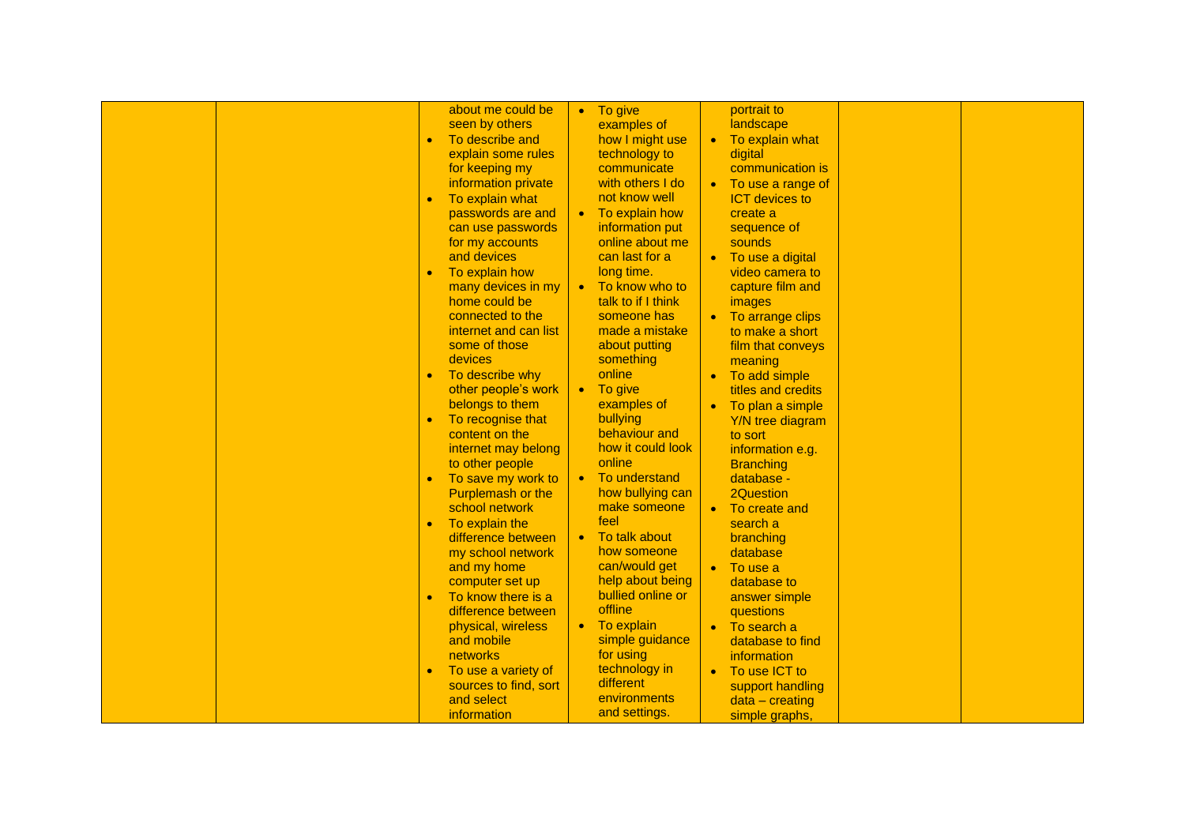| | | | | | | |
|---|---|---|---|---|---|---|
| | | about me could be seen by others<br>• To describe and explain some rules for keeping my information private<br>• To explain what passwords are and can use passwords for my accounts and devices<br>• To explain how many devices in my home could be connected to the internet and can list some of those devices<br>• To describe why other people's work belongs to them<br>• To recognise that content on the internet may belong to other people<br>• To save my work to Purplemash or the school network<br>• To explain the difference between my school network and my home computer set up<br>• To know there is a difference between physical, wireless and mobile networks<br>• To use a variety of sources to find, sort and select information | • To give examples of how I might use technology to communicate with others I do not know well<br>• To explain how information put online about me can last for a long time.<br>• To know who to talk to if I think someone has made a mistake about putting something online<br>• To give examples of bullying behaviour and how it could look online<br>• To understand how bullying can make someone feel<br>• To talk about how someone can/would get help about being bullied online or offline<br>• To explain simple guidance for using technology in different environments and settings. | portrait to landscape<br>• To explain what digital communication is<br>• To use a range of ICT devices to create a sequence of sounds<br>• To use a digital video camera to capture film and images<br>• To arrange clips to make a short film that conveys meaning<br>• To add simple titles and credits<br>• To plan a simple Y/N tree diagram to sort information e.g. Branching database - 2Question<br>• To create and search a branching database<br>• To use a database to answer simple questions<br>• To search a database to find information<br>• To use ICT to support handling data – creating simple graphs, | | |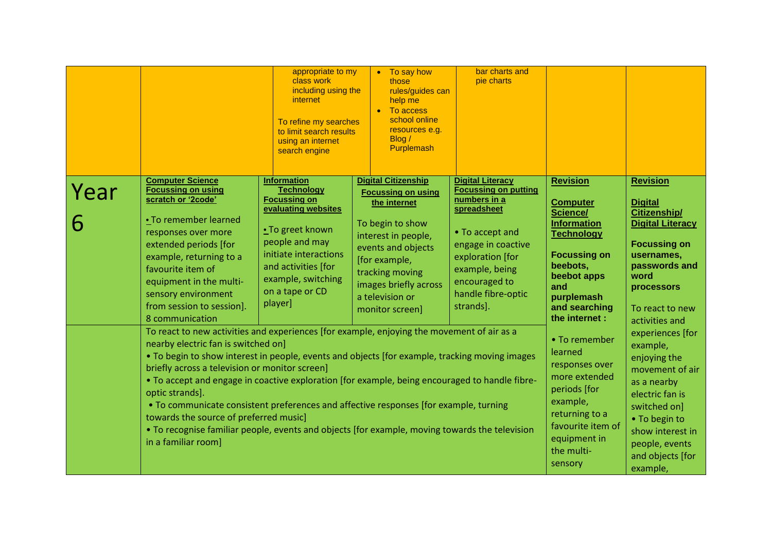| | | | | | | |
|---|---|---|---|---|---|---|
| | | appropriate to my class work including using the internet<br><br>To refine my searches to limit search results using an internet search engine | • To say how those rules/guides can help me<br>• To access school online resources e.g. Blog / Purplemash | bar charts and pie charts | | |
| Year 6 | **Computer Science Focussing on using scratch or '2code'**<br><br>• To remember learned responses over more extended periods [for example, returning to a favourite item of equipment in the multi-sensory environment from session to session].<br>8 communication | **Information Technology Focussing on evaluating websites**<br><br>• To greet known people and may initiate interactions and activities [for example, switching on a tape or CD player] | **Digital Citizenship Focussing on using the internet**<br><br>To begin to show interest in people, events and objects [for example, tracking moving images briefly across a television or monitor screen] | **Digital Literacy Focussing on putting numbers in a spreadsheet**<br><br>• To accept and engage in coactive exploration [for example, being encouraged to handle fibre-optic strands]. | **Revision**<br><br>**Computer Science/ Information Technology**<br><br>**Focussing on beebots, beebot apps and purplemash and searching the internet :**<br><br>• To remember learned responses over more extended periods [for example, returning to a favourite item of equipment in the multi-sensory | **Revision**<br><br>**Digital Citizenship/ Digital Literacy**<br><br>**Focussing on usernames, passwords and word processors**<br><br>To react to new activities and experiences [for example, enjoying the movement of air as a nearby electric fan is switched on]<br>• To begin to show interest in people, events and objects [for example, |
| | To react to new activities and experiences [for example, enjoying the movement of air as a nearby electric fan is switched on]<br>• To begin to show interest in people, events and objects [for example, tracking moving images briefly across a television or monitor screen]<br>• To accept and engage in coactive exploration [for example, being encouraged to handle fibre-optic strands].<br>• To communicate consistent preferences and affective responses [for example, turning towards the source of preferred music]<br>• To recognise familiar people, events and objects [for example, moving towards the television in a familiar room] | | | | | |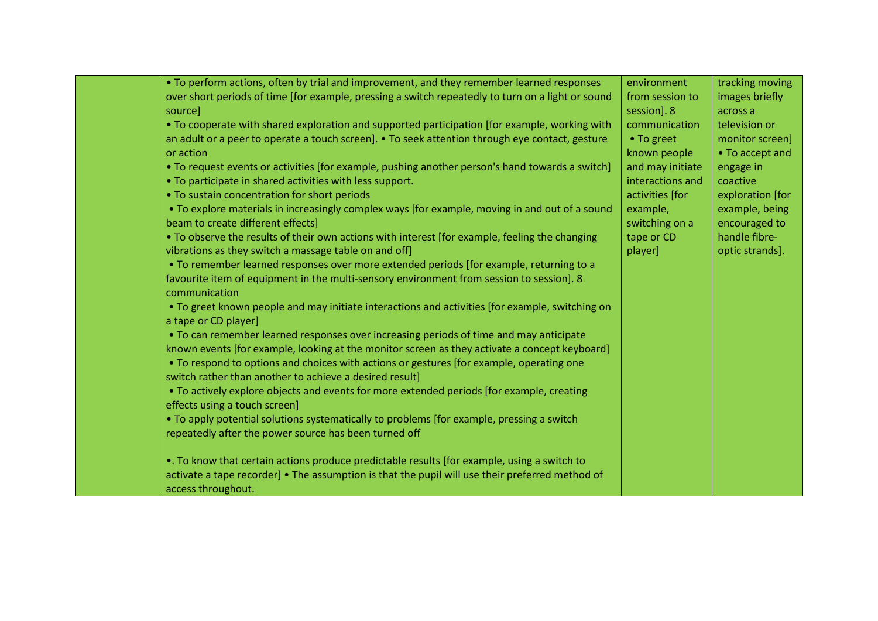| | | | |
|---|---|---|---|
| | • To perform actions, often by trial and improvement, and they remember learned responses over short periods of time [for example, pressing a switch repeatedly to turn on a light or sound source]<br>• To cooperate with shared exploration and supported participation [for example, working with an adult or a peer to operate a touch screen]. • To seek attention through eye contact, gesture or action<br>• To request events or activities [for example, pushing another person's hand towards a switch]<br>• To participate in shared activities with less support.<br>• To sustain concentration for short periods<br>• To explore materials in increasingly complex ways [for example, moving in and out of a sound beam to create different effects]<br>• To observe the results of their own actions with interest [for example, feeling the changing vibrations as they switch a massage table on and off]<br>• To remember learned responses over more extended periods [for example, returning to a favourite item of equipment in the multi-sensory environment from session to session]. 8 communication<br>• To greet known people and may initiate interactions and activities [for example, switching on a tape or CD player]<br>• To can remember learned responses over increasing periods of time and may anticipate known events [for example, looking at the monitor screen as they activate a concept keyboard]<br>• To respond to options and choices with actions or gestures [for example, operating one switch rather than another to achieve a desired result]<br>• To actively explore objects and events for more extended periods [for example, creating effects using a touch screen]<br>• To apply potential solutions systematically to problems [for example, pressing a switch repeatedly after the power source has been turned off<br><br>•. To know that certain actions produce predictable results [for example, using a switch to activate a tape recorder] • The assumption is that the pupil will use their preferred method of access throughout. | environment from session to session]. 8 communication<br>• To greet known people and may initiate interactions and activities [for example, switching on a tape or CD player] | tracking moving images briefly across a television or monitor screen]<br>• To accept and engage in coactive exploration [for example, being encouraged to handle fibre-optic strands]. |